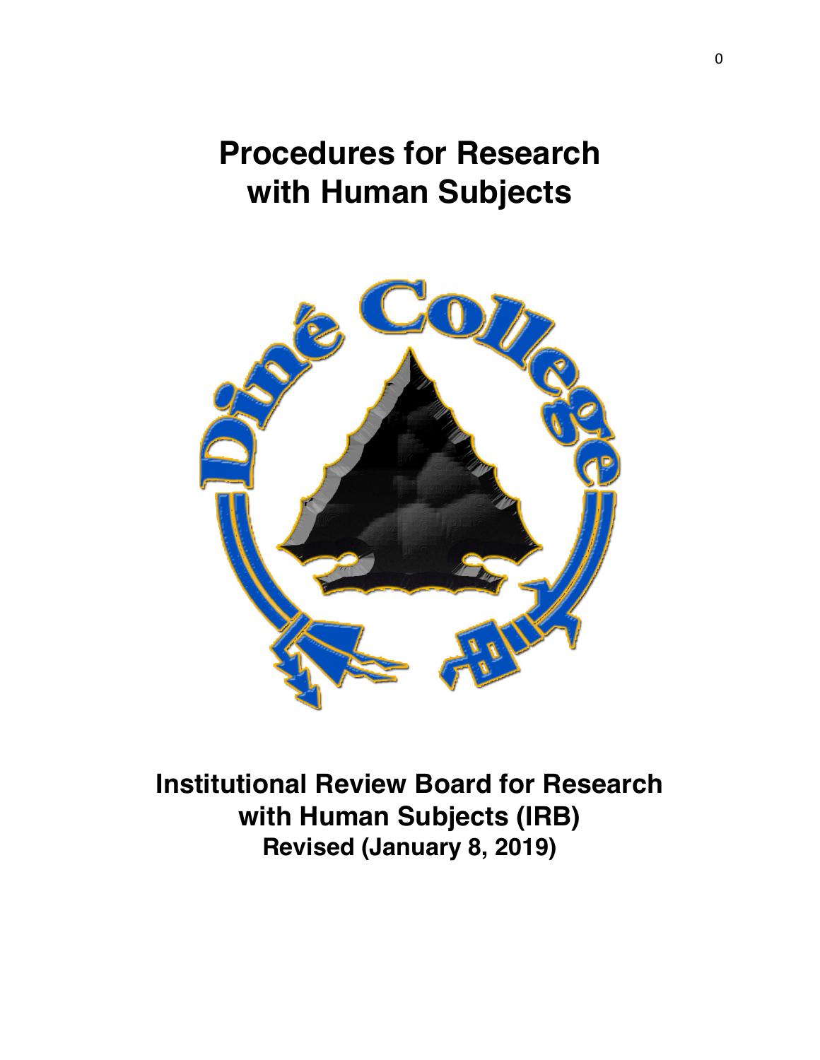# Procedures for Research with Human Subjects

**Institutional Review Board for Research with Human Subjects (IRB)**

**Revised (January 8, 2019)**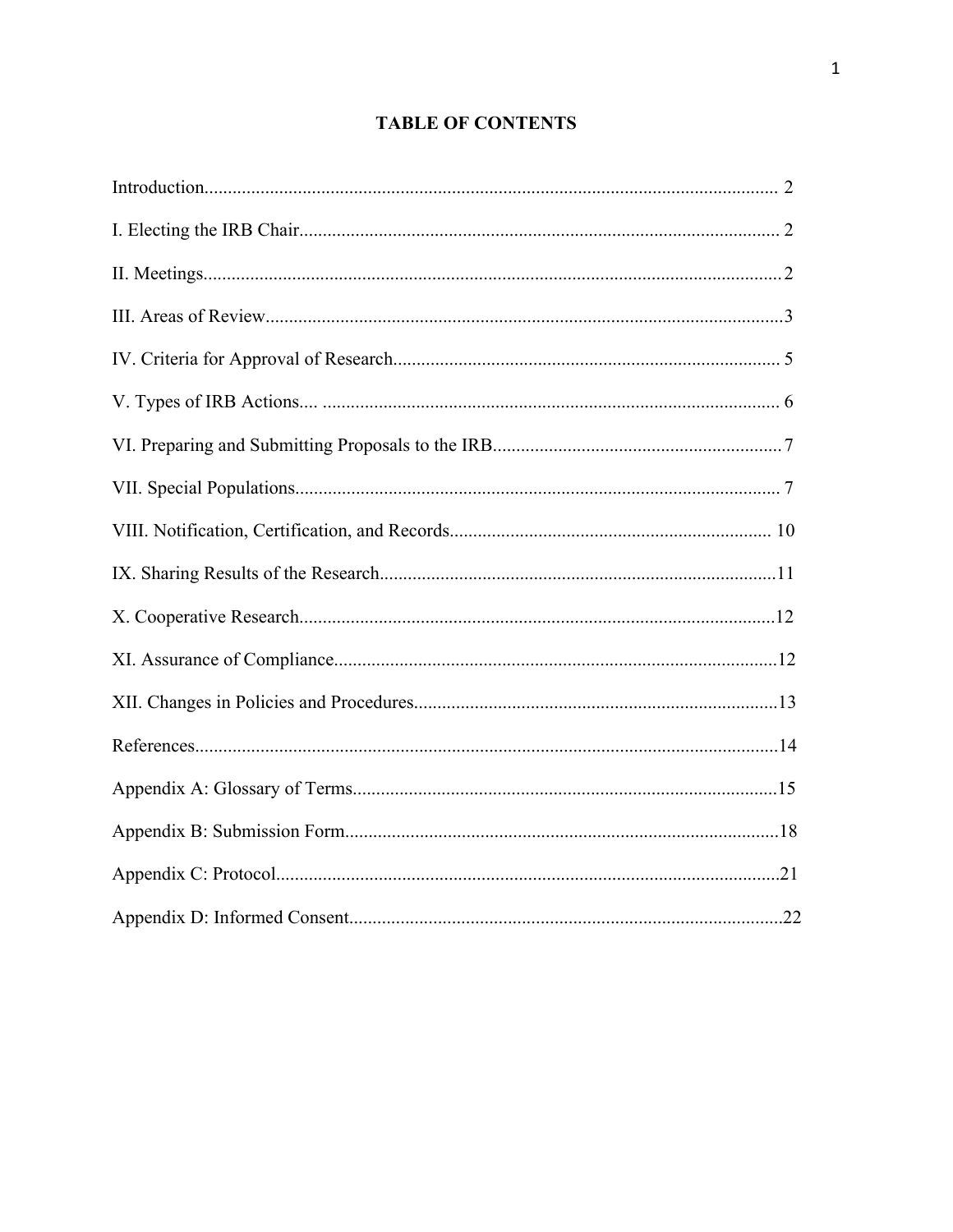# TABLE OF CONTENTS

Introduction........................................................................................................................ 2

I. Electing the IRB Chair...................................................................................................... 2

II. Meetings..........................................................................................................................2

III. Areas of Review..............................................................................................................3

IV. Criteria for Approval of Research.................................................................................. 5

V. Types of IRB Actions.... ................................................................................................. 6

VI. Preparing and Submitting Proposals to the IRB.............................................................7

VII. Special Populations....................................................................................................... 7

VIII. Notification, Certification, and Records.................................................................... 10

IX. Sharing Results of the Research....................................................................................11

X. Cooperative Research.....................................................................................................12

XI. Assurance of Compliance..............................................................................................12

XII. Changes in Policies and Procedures.............................................................................13

References...........................................................................................................................14

Appendix A: Glossary of Terms..........................................................................................15

Appendix B: Submission Form............................................................................................18

Appendix C: Protocol...........................................................................................................21

Appendix D: Informed Consent............................................................................................22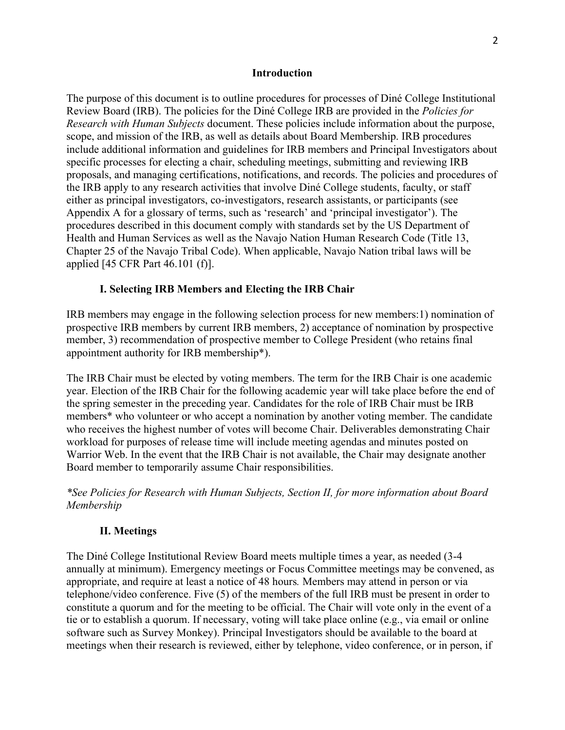## Introduction

The purpose of this document is to outline procedures for processes of Diné College Institutional Review Board (IRB). The policies for the Diné College IRB are provided in the *Policies for Research with Human Subjects* document. These policies include information about the purpose, scope, and mission of the IRB, as well as details about Board Membership. IRB procedures include additional information and guidelines for IRB members and Principal Investigators about specific processes for electing a chair, scheduling meetings, submitting and reviewing IRB proposals, and managing certifications, notifications, and records. The policies and procedures of the IRB apply to any research activities that involve Diné College students, faculty, or staff either as principal investigators, co-investigators, research assistants, or participants (see Appendix A for a glossary of terms, such as 'research' and 'principal investigator'). The procedures described in this document comply with standards set by the US Department of Health and Human Services as well as the Navajo Nation Human Research Code (Title 13, Chapter 25 of the Navajo Tribal Code). When applicable, Navajo Nation tribal laws will be applied [45 CFR Part 46.101 (f)].

### I. Selecting IRB Members and Electing the IRB Chair

IRB members may engage in the following selection process for new members:1) nomination of prospective IRB members by current IRB members, 2) acceptance of nomination by prospective member, 3) recommendation of prospective member to College President (who retains final appointment authority for IRB membership*).

The IRB Chair must be elected by voting members. The term for the IRB Chair is one academic year. Election of the IRB Chair for the following academic year will take place before the end of the spring semester in the preceding year. Candidates for the role of IRB Chair must be IRB members* who volunteer or who accept a nomination by another voting member. The candidate who receives the highest number of votes will become Chair. Deliverables demonstrating Chair workload for purposes of release time will include meeting agendas and minutes posted on Warrior Web. In the event that the IRB Chair is not available, the Chair may designate another Board member to temporarily assume Chair responsibilities.

*\*See Policies for Research with Human Subjects, Section II, for more information about Board Membership*

### II. Meetings

The Diné College Institutional Review Board meets multiple times a year, as needed (3-4 annually at minimum). Emergency meetings or Focus Committee meetings may be convened, as appropriate, and require at least a notice of 48 hours*.* Members may attend in person or via telephone/video conference. Five (5) of the members of the full IRB must be present in order to constitute a quorum and for the meeting to be official. The Chair will vote only in the event of a tie or to establish a quorum. If necessary, voting will take place online (e.g., via email or online software such as Survey Monkey). Principal Investigators should be available to the board at meetings when their research is reviewed, either by telephone, video conference, or in person, if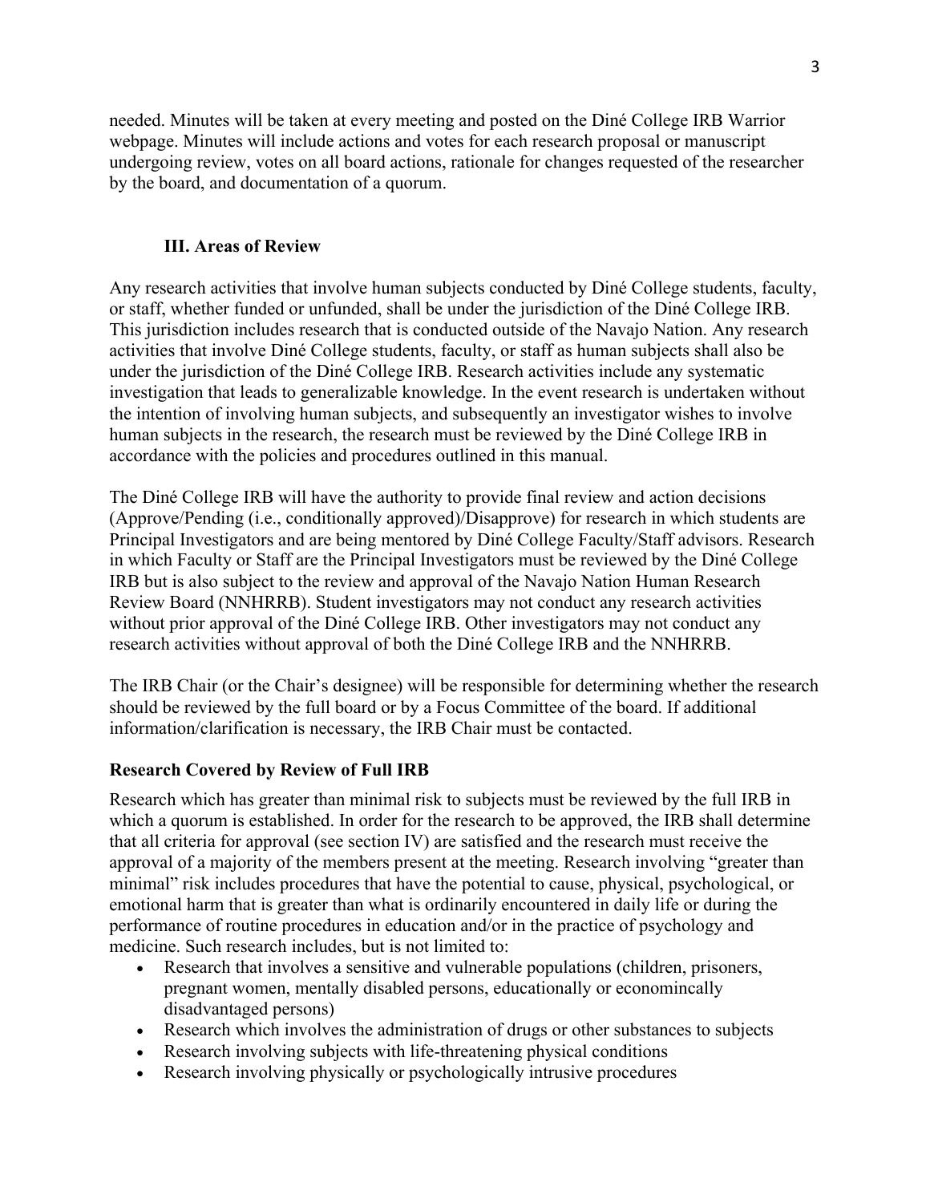needed. Minutes will be taken at every meeting and posted on the Diné College IRB Warrior webpage. Minutes will include actions and votes for each research proposal or manuscript undergoing review, votes on all board actions, rationale for changes requested of the researcher by the board, and documentation of a quorum.

## III. Areas of Review

Any research activities that involve human subjects conducted by Diné College students, faculty, or staff, whether funded or unfunded, shall be under the jurisdiction of the Diné College IRB. This jurisdiction includes research that is conducted outside of the Navajo Nation. Any research activities that involve Diné College students, faculty, or staff as human subjects shall also be under the jurisdiction of the Diné College IRB. Research activities include any systematic investigation that leads to generalizable knowledge. In the event research is undertaken without the intention of involving human subjects, and subsequently an investigator wishes to involve human subjects in the research, the research must be reviewed by the Diné College IRB in accordance with the policies and procedures outlined in this manual.

The Diné College IRB will have the authority to provide final review and action decisions (Approve/Pending (i.e., conditionally approved)/Disapprove) for research in which students are Principal Investigators and are being mentored by Diné College Faculty/Staff advisors. Research in which Faculty or Staff are the Principal Investigators must be reviewed by the Diné College IRB but is also subject to the review and approval of the Navajo Nation Human Research Review Board (NNHRRB). Student investigators may not conduct any research activities without prior approval of the Diné College IRB. Other investigators may not conduct any research activities without approval of both the Diné College IRB and the NNHRRB.

The IRB Chair (or the Chair's designee) will be responsible for determining whether the research should be reviewed by the full board or by a Focus Committee of the board. If additional information/clarification is necessary, the IRB Chair must be contacted.

### Research Covered by Review of Full IRB

Research which has greater than minimal risk to subjects must be reviewed by the full IRB in which a quorum is established. In order for the research to be approved, the IRB shall determine that all criteria for approval (see section IV) are satisfied and the research must receive the approval of a majority of the members present at the meeting. Research involving "greater than minimal" risk includes procedures that have the potential to cause, physical, psychological, or emotional harm that is greater than what is ordinarily encountered in daily life or during the performance of routine procedures in education and/or in the practice of psychology and medicine. Such research includes, but is not limited to:

- Research that involves a sensitive and vulnerable populations (children, prisoners, pregnant women, mentally disabled persons, educationally or economincally disadvantaged persons)
- Research which involves the administration of drugs or other substances to subjects
- Research involving subjects with life-threatening physical conditions
- Research involving physically or psychologically intrusive procedures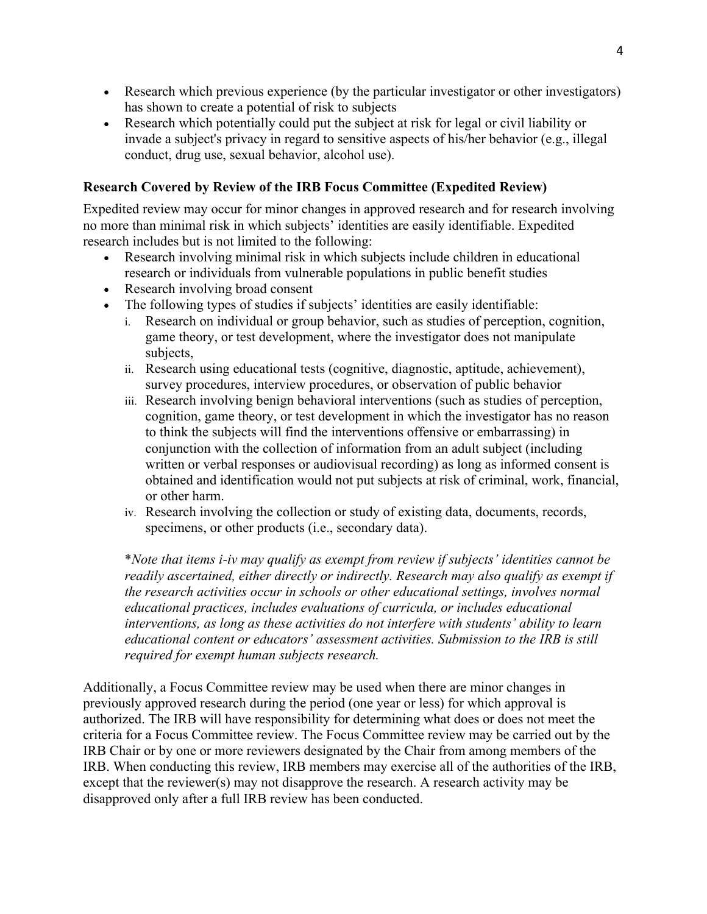- Research which previous experience (by the particular investigator or other investigators) has shown to create a potential of risk to subjects
- Research which potentially could put the subject at risk for legal or civil liability or invade a subject's privacy in regard to sensitive aspects of his/her behavior (e.g., illegal conduct, drug use, sexual behavior, alcohol use).

**Research Covered by Review of the IRB Focus Committee (Expedited Review)**

Expedited review may occur for minor changes in approved research and for research involving no more than minimal risk in which subjects' identities are easily identifiable. Expedited research includes but is not limited to the following:

- Research involving minimal risk in which subjects include children in educational research or individuals from vulnerable populations in public benefit studies
- Research involving broad consent
- The following types of studies if subjects' identities are easily identifiable:
  i. Research on individual or group behavior, such as studies of perception, cognition, game theory, or test development, where the investigator does not manipulate subjects,
  ii. Research using educational tests (cognitive, diagnostic, aptitude, achievement), survey procedures, interview procedures, or observation of public behavior
  iii. Research involving benign behavioral interventions (such as studies of perception, cognition, game theory, or test development in which the investigator has no reason to think the subjects will find the interventions offensive or embarrassing) in conjunction with the collection of information from an adult subject (including written or verbal responses or audiovisual recording) as long as informed consent is obtained and identification would not put subjects at risk of criminal, work, financial, or other harm.
  iv. Research involving the collection or study of existing data, documents, records, specimens, or other products (i.e., secondary data).

  *\*Note that items i-iv may qualify as exempt from review if subjects' identities cannot be readily ascertained, either directly or indirectly. Research may also qualify as exempt if the research activities occur in schools or other educational settings, involves normal educational practices, includes evaluations of curricula, or includes educational interventions, as long as these activities do not interfere with students' ability to learn educational content or educators' assessment activities. Submission to the IRB is still required for exempt human subjects research.*

Additionally, a Focus Committee review may be used when there are minor changes in previously approved research during the period (one year or less) for which approval is authorized. The IRB will have responsibility for determining what does or does not meet the criteria for a Focus Committee review. The Focus Committee review may be carried out by the IRB Chair or by one or more reviewers designated by the Chair from among members of the IRB. When conducting this review, IRB members may exercise all of the authorities of the IRB, except that the reviewer(s) may not disapprove the research. A research activity may be disapproved only after a full IRB review has been conducted.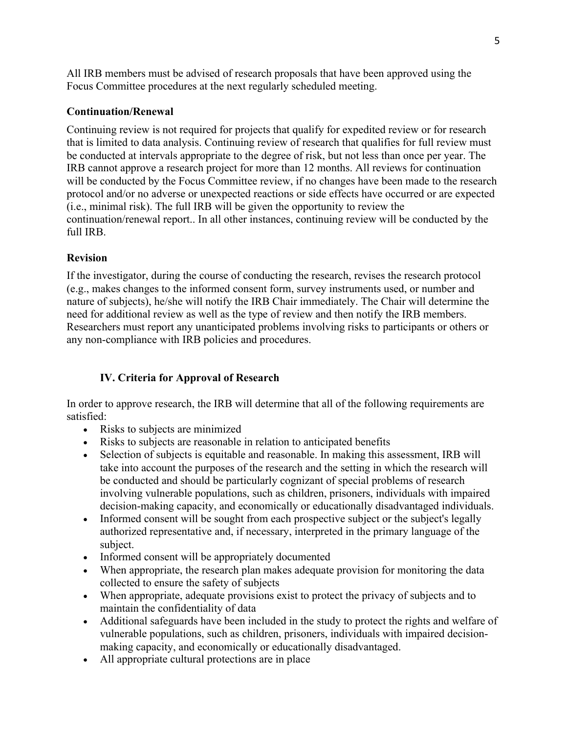All IRB members must be advised of research proposals that have been approved using the Focus Committee procedures at the next regularly scheduled meeting.

### Continuation/Renewal

Continuing review is not required for projects that qualify for expedited review or for research that is limited to data analysis. Continuing review of research that qualifies for full review must be conducted at intervals appropriate to the degree of risk, but not less than once per year. The IRB cannot approve a research project for more than 12 months. All reviews for continuation will be conducted by the Focus Committee review, if no changes have been made to the research protocol and/or no adverse or unexpected reactions or side effects have occurred or are expected (i.e., minimal risk). The full IRB will be given the opportunity to review the continuation/renewal report.. In all other instances, continuing review will be conducted by the full IRB.

### Revision

If the investigator, during the course of conducting the research, revises the research protocol (e.g., makes changes to the informed consent form, survey instruments used, or number and nature of subjects), he/she will notify the IRB Chair immediately. The Chair will determine the need for additional review as well as the type of review and then notify the IRB members. Researchers must report any unanticipated problems involving risks to participants or others or any non-compliance with IRB policies and procedures.

## IV. Criteria for Approval of Research

In order to approve research, the IRB will determine that all of the following requirements are satisfied:

- Risks to subjects are minimized
- Risks to subjects are reasonable in relation to anticipated benefits
- Selection of subjects is equitable and reasonable. In making this assessment, IRB will take into account the purposes of the research and the setting in which the research will be conducted and should be particularly cognizant of special problems of research involving vulnerable populations, such as children, prisoners, individuals with impaired decision-making capacity, and economically or educationally disadvantaged individuals.
- Informed consent will be sought from each prospective subject or the subject's legally authorized representative and, if necessary, interpreted in the primary language of the subject.
- Informed consent will be appropriately documented
- When appropriate, the research plan makes adequate provision for monitoring the data collected to ensure the safety of subjects
- When appropriate, adequate provisions exist to protect the privacy of subjects and to maintain the confidentiality of data
- Additional safeguards have been included in the study to protect the rights and welfare of vulnerable populations, such as children, prisoners, individuals with impaired decision-making capacity, and economically or educationally disadvantaged.
- All appropriate cultural protections are in place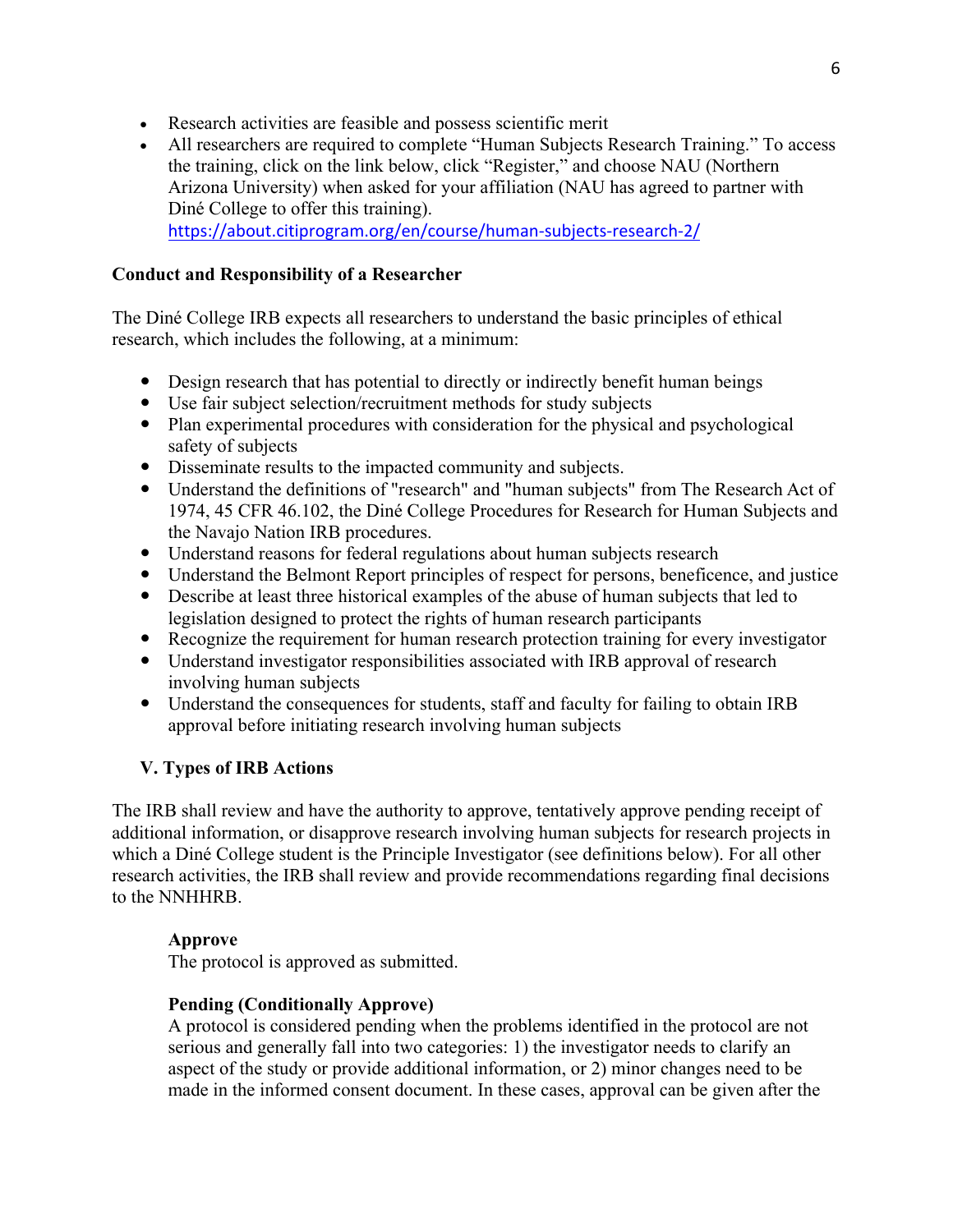- Research activities are feasible and possess scientific merit
- All researchers are required to complete "Human Subjects Research Training." To access the training, click on the link below, click "Register," and choose NAU (Northern Arizona University) when asked for your affiliation (NAU has agreed to partner with Diné College to offer this training). https://about.citiprogram.org/en/course/human-subjects-research-2/

**Conduct and Responsibility of a Researcher**

The Diné College IRB expects all researchers to understand the basic principles of ethical research, which includes the following, at a minimum:

- Design research that has potential to directly or indirectly benefit human beings
- Use fair subject selection/recruitment methods for study subjects
- Plan experimental procedures with consideration for the physical and psychological safety of subjects
- Disseminate results to the impacted community and subjects.
- Understand the definitions of "research" and "human subjects" from The Research Act of 1974, 45 CFR 46.102, the Diné College Procedures for Research for Human Subjects and the Navajo Nation IRB procedures.
- Understand reasons for federal regulations about human subjects research
- Understand the Belmont Report principles of respect for persons, beneficence, and justice
- Describe at least three historical examples of the abuse of human subjects that led to legislation designed to protect the rights of human research participants
- Recognize the requirement for human research protection training for every investigator
- Understand investigator responsibilities associated with IRB approval of research involving human subjects
- Understand the consequences for students, staff and faculty for failing to obtain IRB approval before initiating research involving human subjects

## V. Types of IRB Actions

The IRB shall review and have the authority to approve, tentatively approve pending receipt of additional information, or disapprove research involving human subjects for research projects in which a Diné College student is the Principle Investigator (see definitions below). For all other research activities, the IRB shall review and provide recommendations regarding final decisions to the NNHHRB.

**Approve**
The protocol is approved as submitted.

**Pending (Conditionally Approve)**
A protocol is considered pending when the problems identified in the protocol are not serious and generally fall into two categories: 1) the investigator needs to clarify an aspect of the study or provide additional information, or 2) minor changes need to be made in the informed consent document. In these cases, approval can be given after the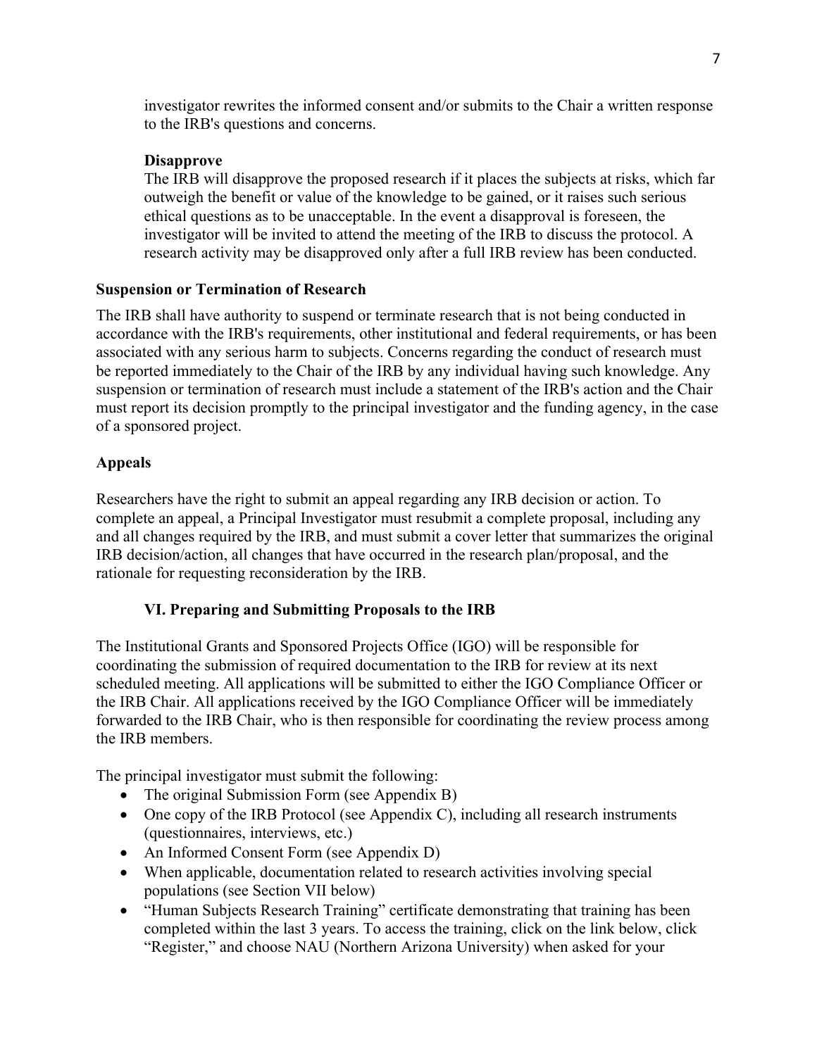investigator rewrites the informed consent and/or submits to the Chair a written response to the IRB's questions and concerns.

**Disapprove**

The IRB will disapprove the proposed research if it places the subjects at risks, which far outweigh the benefit or value of the knowledge to be gained, or it raises such serious ethical questions as to be unacceptable. In the event a disapproval is foreseen, the investigator will be invited to attend the meeting of the IRB to discuss the protocol. A research activity may be disapproved only after a full IRB review has been conducted.

**Suspension or Termination of Research**

The IRB shall have authority to suspend or terminate research that is not being conducted in accordance with the IRB's requirements, other institutional and federal requirements, or has been associated with any serious harm to subjects. Concerns regarding the conduct of research must be reported immediately to the Chair of the IRB by any individual having such knowledge. Any suspension or termination of research must include a statement of the IRB's action and the Chair must report its decision promptly to the principal investigator and the funding agency, in the case of a sponsored project.

**Appeals**

Researchers have the right to submit an appeal regarding any IRB decision or action. To complete an appeal, a Principal Investigator must resubmit a complete proposal, including any and all changes required by the IRB, and must submit a cover letter that summarizes the original IRB decision/action, all changes that have occurred in the research plan/proposal, and the rationale for requesting reconsideration by the IRB.

## VI. Preparing and Submitting Proposals to the IRB

The Institutional Grants and Sponsored Projects Office (IGO) will be responsible for coordinating the submission of required documentation to the IRB for review at its next scheduled meeting. All applications will be submitted to either the IGO Compliance Officer or the IRB Chair. All applications received by the IGO Compliance Officer will be immediately forwarded to the IRB Chair, who is then responsible for coordinating the review process among the IRB members.

The principal investigator must submit the following:

- The original Submission Form (see Appendix B)
- One copy of the IRB Protocol (see Appendix C), including all research instruments (questionnaires, interviews, etc.)
- An Informed Consent Form (see Appendix D)
- When applicable, documentation related to research activities involving special populations (see Section VII below)
- "Human Subjects Research Training" certificate demonstrating that training has been completed within the last 3 years. To access the training, click on the link below, click "Register," and choose NAU (Northern Arizona University) when asked for your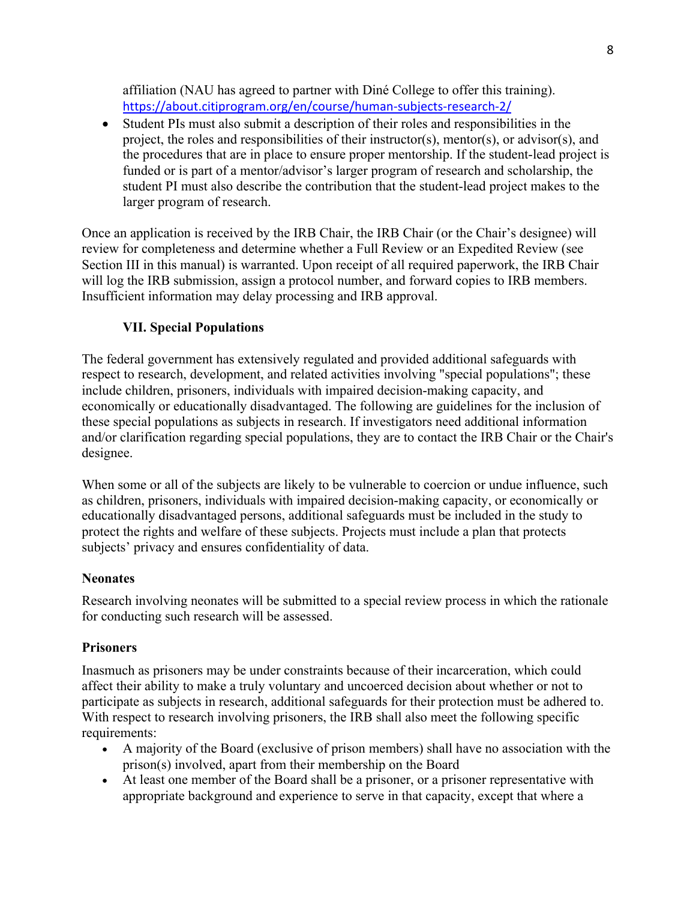affiliation (NAU has agreed to partner with Diné College to offer this training). https://about.citiprogram.org/en/course/human-subjects-research-2/

- Student PIs must also submit a description of their roles and responsibilities in the project, the roles and responsibilities of their instructor(s), mentor(s), or advisor(s), and the procedures that are in place to ensure proper mentorship. If the student-lead project is funded or is part of a mentor/advisor's larger program of research and scholarship, the student PI must also describe the contribution that the student-lead project makes to the larger program of research.

Once an application is received by the IRB Chair, the IRB Chair (or the Chair's designee) will review for completeness and determine whether a Full Review or an Expedited Review (see Section III in this manual) is warranted. Upon receipt of all required paperwork, the IRB Chair will log the IRB submission, assign a protocol number, and forward copies to IRB members. Insufficient information may delay processing and IRB approval.

## VII. Special Populations

The federal government has extensively regulated and provided additional safeguards with respect to research, development, and related activities involving "special populations"; these include children, prisoners, individuals with impaired decision-making capacity, and economically or educationally disadvantaged. The following are guidelines for the inclusion of these special populations as subjects in research. If investigators need additional information and/or clarification regarding special populations, they are to contact the IRB Chair or the Chair's designee.

When some or all of the subjects are likely to be vulnerable to coercion or undue influence, such as children, prisoners, individuals with impaired decision-making capacity, or economically or educationally disadvantaged persons, additional safeguards must be included in the study to protect the rights and welfare of these subjects. Projects must include a plan that protects subjects' privacy and ensures confidentiality of data.

### Neonates

Research involving neonates will be submitted to a special review process in which the rationale for conducting such research will be assessed.

### Prisoners

Inasmuch as prisoners may be under constraints because of their incarceration, which could affect their ability to make a truly voluntary and uncoerced decision about whether or not to participate as subjects in research, additional safeguards for their protection must be adhered to. With respect to research involving prisoners, the IRB shall also meet the following specific requirements:

- A majority of the Board (exclusive of prison members) shall have no association with the prison(s) involved, apart from their membership on the Board
- At least one member of the Board shall be a prisoner, or a prisoner representative with appropriate background and experience to serve in that capacity, except that where a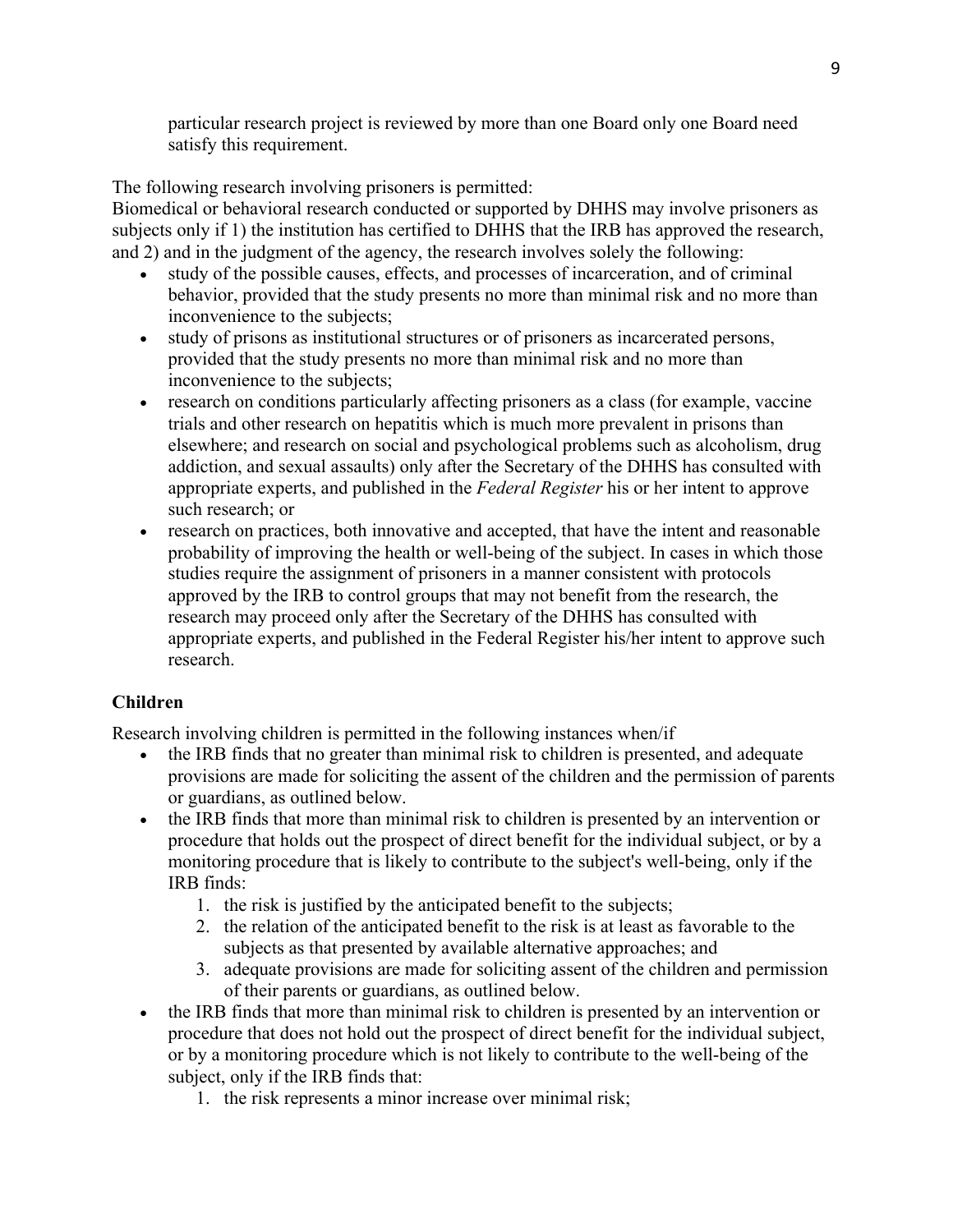particular research project is reviewed by more than one Board only one Board need satisfy this requirement.

The following research involving prisoners is permitted:
Biomedical or behavioral research conducted or supported by DHHS may involve prisoners as subjects only if 1) the institution has certified to DHHS that the IRB has approved the research, and 2) and in the judgment of the agency, the research involves solely the following:

- study of the possible causes, effects, and processes of incarceration, and of criminal behavior, provided that the study presents no more than minimal risk and no more than inconvenience to the subjects;
- study of prisons as institutional structures or of prisoners as incarcerated persons, provided that the study presents no more than minimal risk and no more than inconvenience to the subjects;
- research on conditions particularly affecting prisoners as a class (for example, vaccine trials and other research on hepatitis which is much more prevalent in prisons than elsewhere; and research on social and psychological problems such as alcoholism, drug addiction, and sexual assaults) only after the Secretary of the DHHS has consulted with appropriate experts, and published in the *Federal Register* his or her intent to approve such research; or
- research on practices, both innovative and accepted, that have the intent and reasonable probability of improving the health or well-being of the subject. In cases in which those studies require the assignment of prisoners in a manner consistent with protocols approved by the IRB to control groups that may not benefit from the research, the research may proceed only after the Secretary of the DHHS has consulted with appropriate experts, and published in the Federal Register his/her intent to approve such research.

**Children**

Research involving children is permitted in the following instances when/if

- the IRB finds that no greater than minimal risk to children is presented, and adequate provisions are made for soliciting the assent of the children and the permission of parents or guardians, as outlined below.
- the IRB finds that more than minimal risk to children is presented by an intervention or procedure that holds out the prospect of direct benefit for the individual subject, or by a monitoring procedure that is likely to contribute to the subject's well-being, only if the IRB finds:
  1. the risk is justified by the anticipated benefit to the subjects;
  2. the relation of the anticipated benefit to the risk is at least as favorable to the subjects as that presented by available alternative approaches; and
  3. adequate provisions are made for soliciting assent of the children and permission of their parents or guardians, as outlined below.
- the IRB finds that more than minimal risk to children is presented by an intervention or procedure that does not hold out the prospect of direct benefit for the individual subject, or by a monitoring procedure which is not likely to contribute to the well-being of the subject, only if the IRB finds that:
  1. the risk represents a minor increase over minimal risk;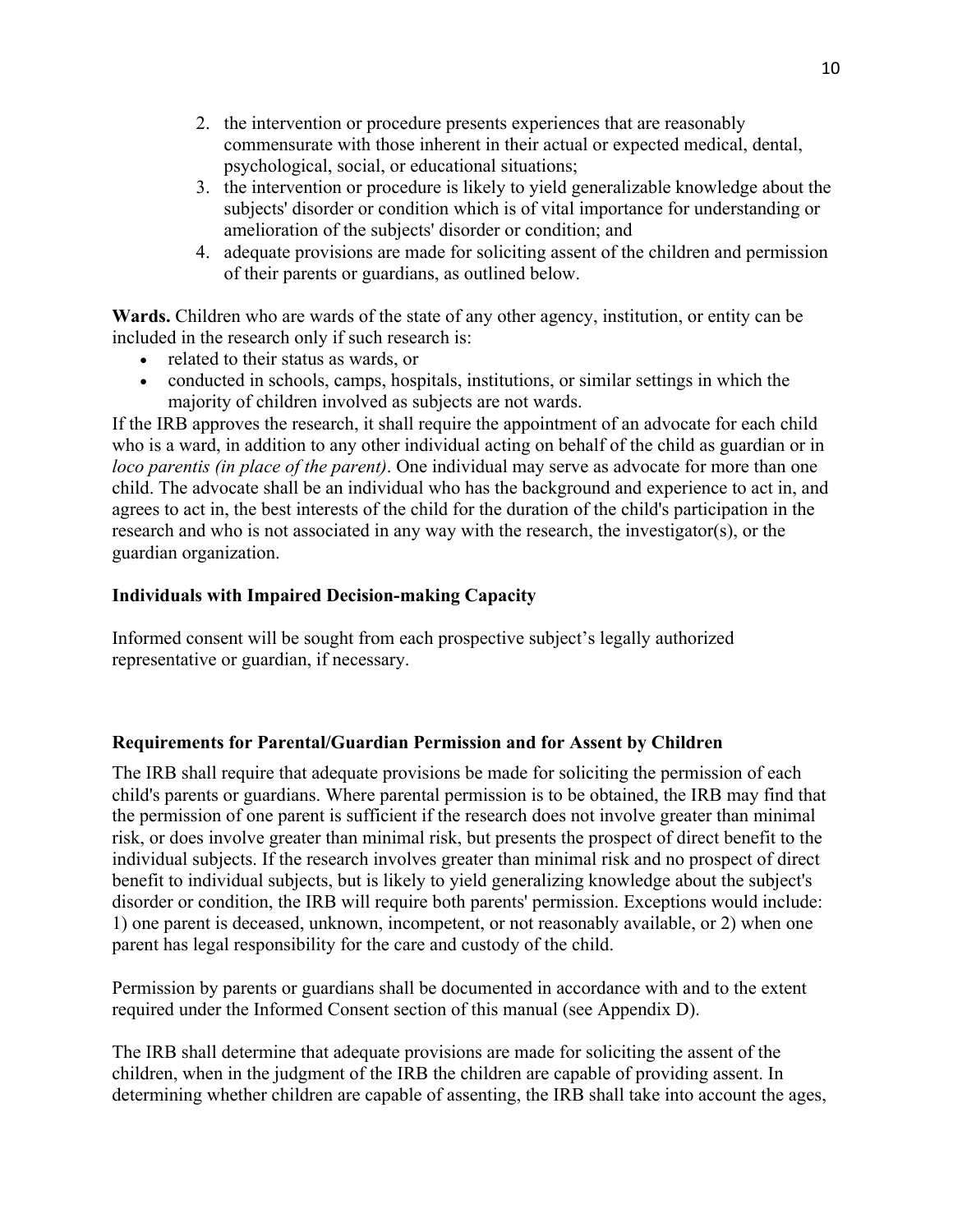2. the intervention or procedure presents experiences that are reasonably commensurate with those inherent in their actual or expected medical, dental, psychological, social, or educational situations;
3. the intervention or procedure is likely to yield generalizable knowledge about the subjects' disorder or condition which is of vital importance for understanding or amelioration of the subjects' disorder or condition; and
4. adequate provisions are made for soliciting assent of the children and permission of their parents or guardians, as outlined below.

**Wards.** Children who are wards of the state of any other agency, institution, or entity can be included in the research only if such research is:

- related to their status as wards, or
- conducted in schools, camps, hospitals, institutions, or similar settings in which the majority of children involved as subjects are not wards.

If the IRB approves the research, it shall require the appointment of an advocate for each child who is a ward, in addition to any other individual acting on behalf of the child as guardian or in *loco parentis (in place of the parent)*. One individual may serve as advocate for more than one child. The advocate shall be an individual who has the background and experience to act in, and agrees to act in, the best interests of the child for the duration of the child's participation in the research and who is not associated in any way with the research, the investigator(s), or the guardian organization.

**Individuals with Impaired Decision-making Capacity**

Informed consent will be sought from each prospective subject's legally authorized representative or guardian, if necessary.

**Requirements for Parental/Guardian Permission and for Assent by Children**

The IRB shall require that adequate provisions be made for soliciting the permission of each child's parents or guardians. Where parental permission is to be obtained, the IRB may find that the permission of one parent is sufficient if the research does not involve greater than minimal risk, or does involve greater than minimal risk, but presents the prospect of direct benefit to the individual subjects. If the research involves greater than minimal risk and no prospect of direct benefit to individual subjects, but is likely to yield generalizing knowledge about the subject's disorder or condition, the IRB will require both parents' permission. Exceptions would include: 1) one parent is deceased, unknown, incompetent, or not reasonably available, or 2) when one parent has legal responsibility for the care and custody of the child.

Permission by parents or guardians shall be documented in accordance with and to the extent required under the Informed Consent section of this manual (see Appendix D).

The IRB shall determine that adequate provisions are made for soliciting the assent of the children, when in the judgment of the IRB the children are capable of providing assent. In determining whether children are capable of assenting, the IRB shall take into account the ages,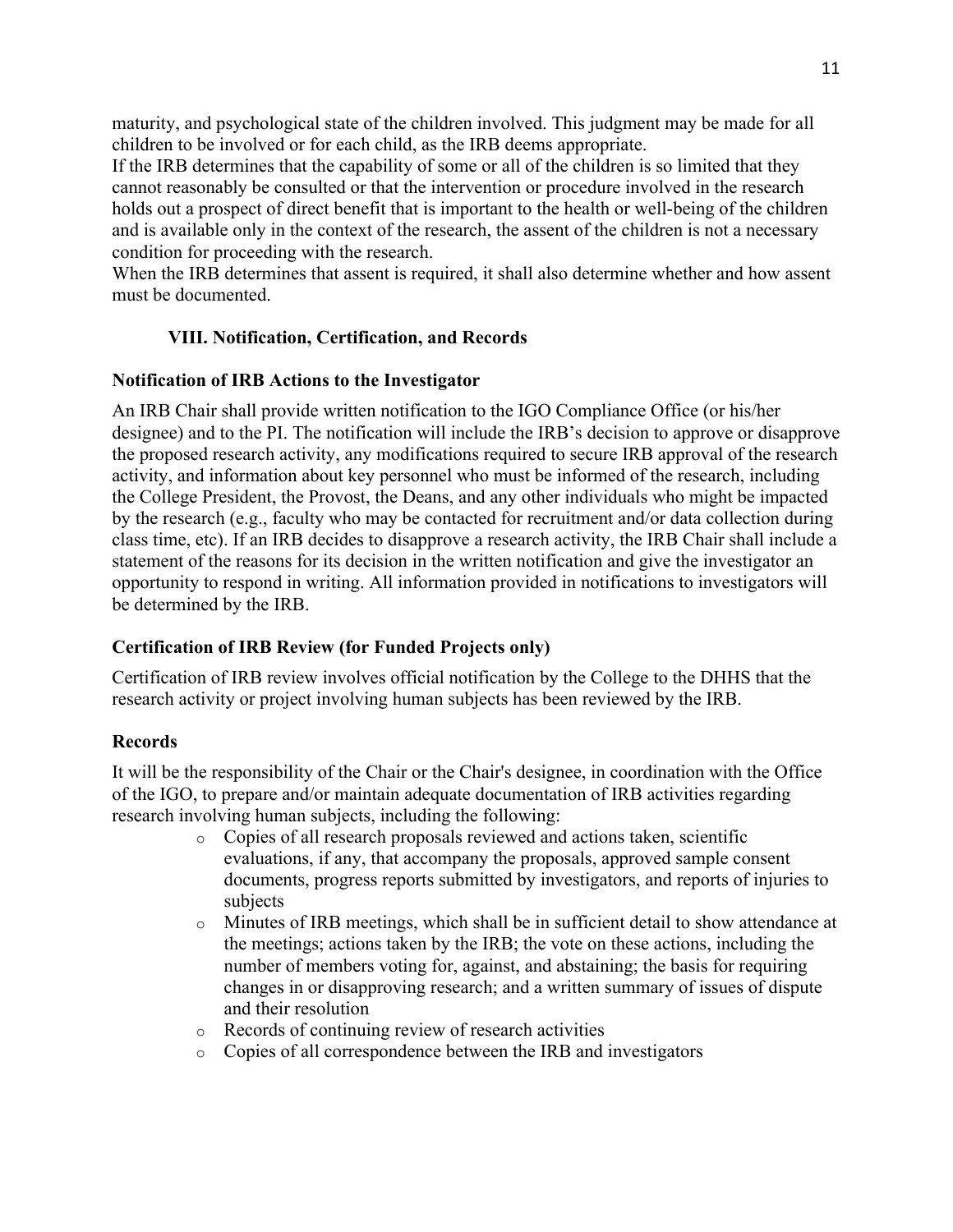maturity, and psychological state of the children involved. This judgment may be made for all children to be involved or for each child, as the IRB deems appropriate.

If the IRB determines that the capability of some or all of the children is so limited that they cannot reasonably be consulted or that the intervention or procedure involved in the research holds out a prospect of direct benefit that is important to the health or well-being of the children and is available only in the context of the research, the assent of the children is not a necessary condition for proceeding with the research.

When the IRB determines that assent is required, it shall also determine whether and how assent must be documented.

## VIII. Notification, Certification, and Records

### Notification of IRB Actions to the Investigator

An IRB Chair shall provide written notification to the IGO Compliance Office (or his/her designee) and to the PI. The notification will include the IRB's decision to approve or disapprove the proposed research activity, any modifications required to secure IRB approval of the research activity, and information about key personnel who must be informed of the research, including the College President, the Provost, the Deans, and any other individuals who might be impacted by the research (e.g., faculty who may be contacted for recruitment and/or data collection during class time, etc). If an IRB decides to disapprove a research activity, the IRB Chair shall include a statement of the reasons for its decision in the written notification and give the investigator an opportunity to respond in writing. All information provided in notifications to investigators will be determined by the IRB.

### Certification of IRB Review (for Funded Projects only)

Certification of IRB review involves official notification by the College to the DHHS that the research activity or project involving human subjects has been reviewed by the IRB.

### Records

It will be the responsibility of the Chair or the Chair's designee, in coordination with the Office of the IGO, to prepare and/or maintain adequate documentation of IRB activities regarding research involving human subjects, including the following:

- Copies of all research proposals reviewed and actions taken, scientific evaluations, if any, that accompany the proposals, approved sample consent documents, progress reports submitted by investigators, and reports of injuries to subjects
- Minutes of IRB meetings, which shall be in sufficient detail to show attendance at the meetings; actions taken by the IRB; the vote on these actions, including the number of members voting for, against, and abstaining; the basis for requiring changes in or disapproving research; and a written summary of issues of dispute and their resolution
- Records of continuing review of research activities
- Copies of all correspondence between the IRB and investigators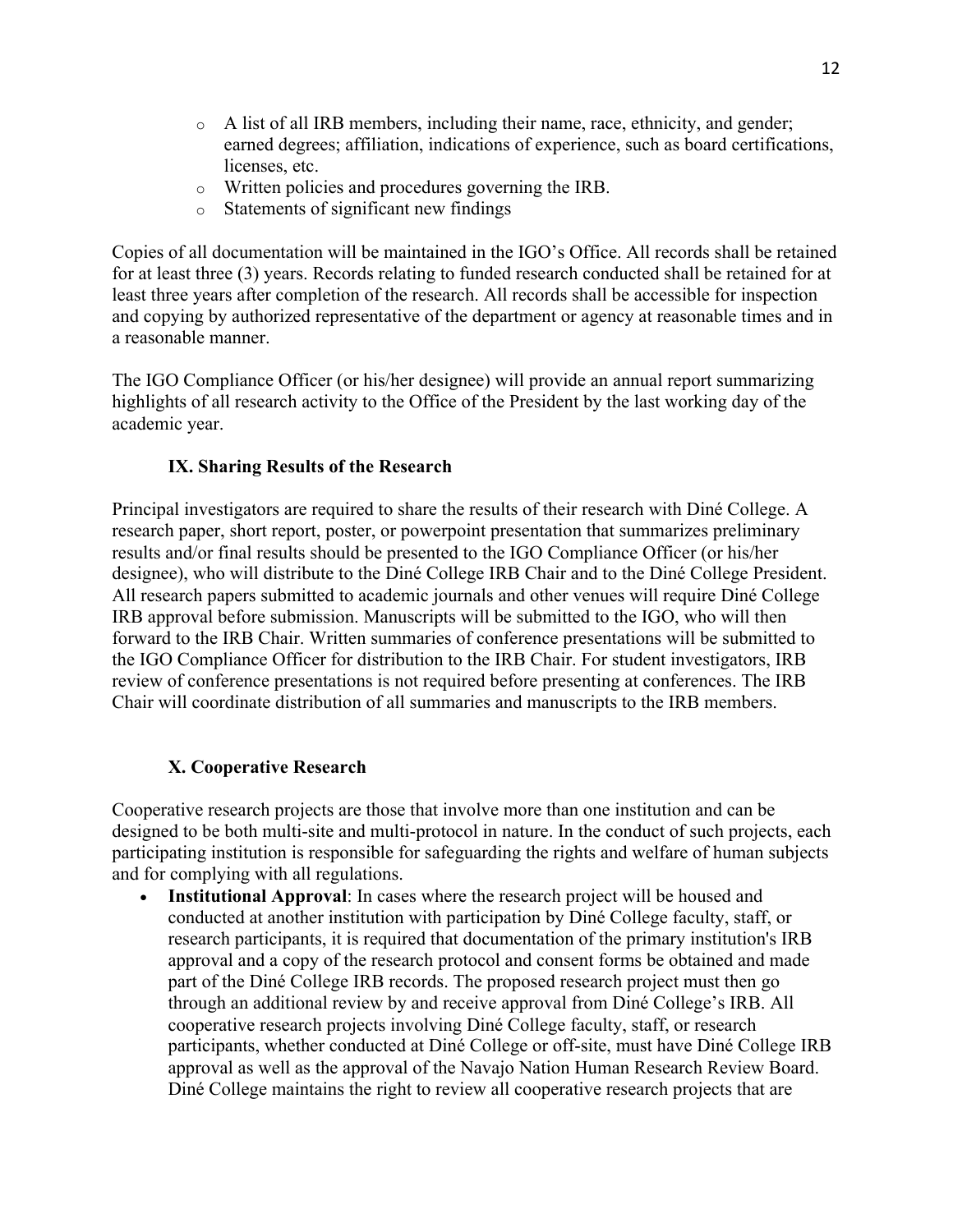- A list of all IRB members, including their name, race, ethnicity, and gender; earned degrees; affiliation, indications of experience, such as board certifications, licenses, etc.
- Written policies and procedures governing the IRB.
- Statements of significant new findings

Copies of all documentation will be maintained in the IGO's Office. All records shall be retained for at least three (3) years. Records relating to funded research conducted shall be retained for at least three years after completion of the research. All records shall be accessible for inspection and copying by authorized representative of the department or agency at reasonable times and in a reasonable manner.

The IGO Compliance Officer (or his/her designee) will provide an annual report summarizing highlights of all research activity to the Office of the President by the last working day of the academic year.

### IX. Sharing Results of the Research

Principal investigators are required to share the results of their research with Diné College. A research paper, short report, poster, or powerpoint presentation that summarizes preliminary results and/or final results should be presented to the IGO Compliance Officer (or his/her designee), who will distribute to the Diné College IRB Chair and to the Diné College President. All research papers submitted to academic journals and other venues will require Diné College IRB approval before submission. Manuscripts will be submitted to the IGO, who will then forward to the IRB Chair. Written summaries of conference presentations will be submitted to the IGO Compliance Officer for distribution to the IRB Chair. For student investigators, IRB review of conference presentations is not required before presenting at conferences. The IRB Chair will coordinate distribution of all summaries and manuscripts to the IRB members.

### X. Cooperative Research

Cooperative research projects are those that involve more than one institution and can be designed to be both multi-site and multi-protocol in nature. In the conduct of such projects, each participating institution is responsible for safeguarding the rights and welfare of human subjects and for complying with all regulations.

- **Institutional Approval**: In cases where the research project will be housed and conducted at another institution with participation by Diné College faculty, staff, or research participants, it is required that documentation of the primary institution's IRB approval and a copy of the research protocol and consent forms be obtained and made part of the Diné College IRB records. The proposed research project must then go through an additional review by and receive approval from Diné College's IRB. All cooperative research projects involving Diné College faculty, staff, or research participants, whether conducted at Diné College or off-site, must have Diné College IRB approval as well as the approval of the Navajo Nation Human Research Review Board. Diné College maintains the right to review all cooperative research projects that are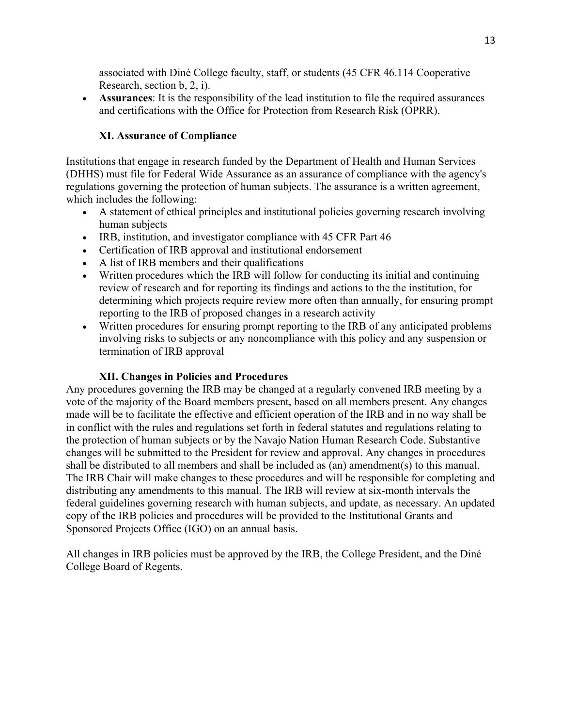associated with Diné College faculty, staff, or students (45 CFR 46.114 Cooperative Research, section b, 2, i).

- **Assurances**: It is the responsibility of the lead institution to file the required assurances and certifications with the Office for Protection from Research Risk (OPRR).

## XI. Assurance of Compliance

Institutions that engage in research funded by the Department of Health and Human Services (DHHS) must file for Federal Wide Assurance as an assurance of compliance with the agency's regulations governing the protection of human subjects. The assurance is a written agreement, which includes the following:

- A statement of ethical principles and institutional policies governing research involving human subjects
- IRB, institution, and investigator compliance with 45 CFR Part 46
- Certification of IRB approval and institutional endorsement
- A list of IRB members and their qualifications
- Written procedures which the IRB will follow for conducting its initial and continuing review of research and for reporting its findings and actions to the the institution, for determining which projects require review more often than annually, for ensuring prompt reporting to the IRB of proposed changes in a research activity
- Written procedures for ensuring prompt reporting to the IRB of any anticipated problems involving risks to subjects or any noncompliance with this policy and any suspension or termination of IRB approval

## XII. Changes in Policies and Procedures

Any procedures governing the IRB may be changed at a regularly convened IRB meeting by a vote of the majority of the Board members present, based on all members present. Any changes made will be to facilitate the effective and efficient operation of the IRB and in no way shall be in conflict with the rules and regulations set forth in federal statutes and regulations relating to the protection of human subjects or by the Navajo Nation Human Research Code. Substantive changes will be submitted to the President for review and approval. Any changes in procedures shall be distributed to all members and shall be included as (an) amendment(s) to this manual. The IRB Chair will make changes to these procedures and will be responsible for completing and distributing any amendments to this manual. The IRB will review at six-month intervals the federal guidelines governing research with human subjects, and update, as necessary. An updated copy of the IRB policies and procedures will be provided to the Institutional Grants and Sponsored Projects Office (IGO) on an annual basis.

All changes in IRB policies must be approved by the IRB, the College President, and the Diné College Board of Regents.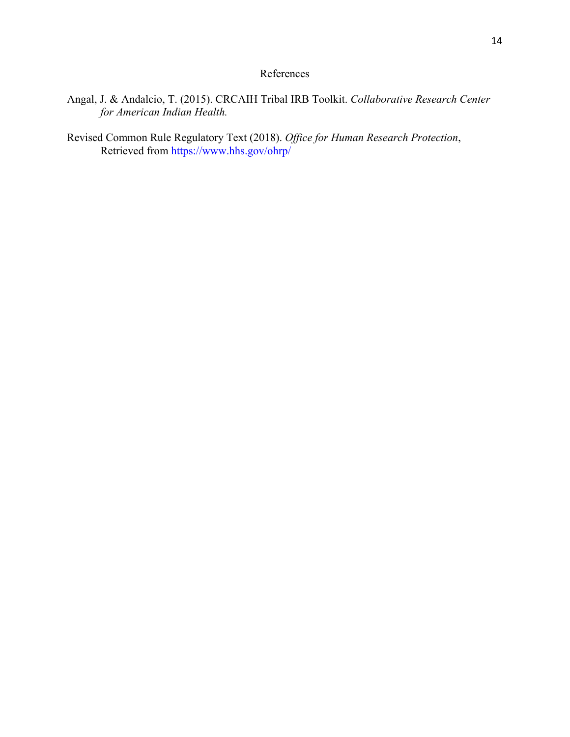# References

Angal, J. & Andalcio, T. (2015). CRCAIH Tribal IRB Toolkit. *Collaborative Research Center for American Indian Health.*

Revised Common Rule Regulatory Text (2018). *Office for Human Research Protection*, Retrieved from https://www.hhs.gov/ohrp/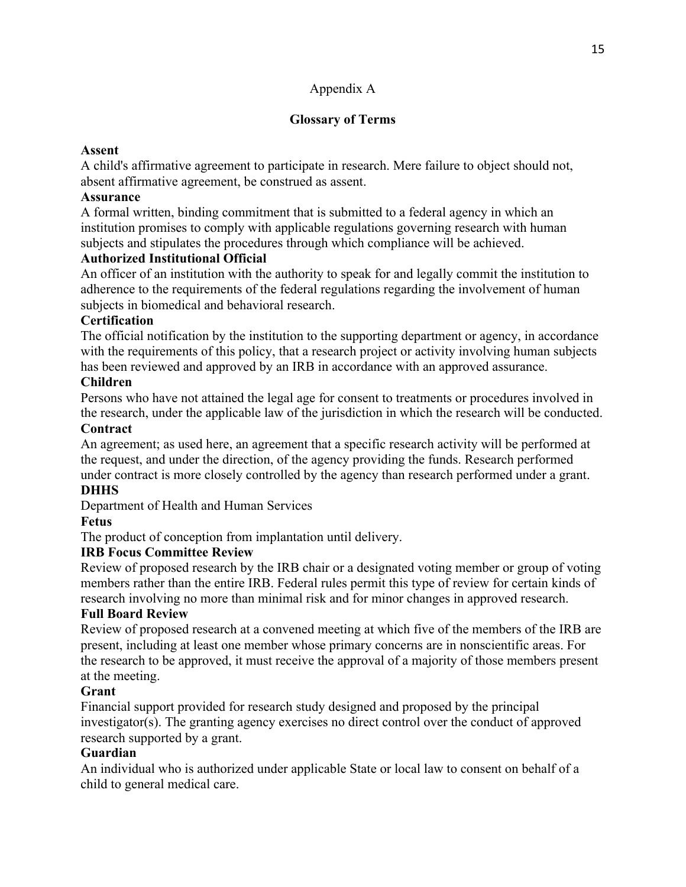Appendix A

## Glossary of Terms

**Assent**
A child's affirmative agreement to participate in research. Mere failure to object should not, absent affirmative agreement, be construed as assent.

**Assurance**
A formal written, binding commitment that is submitted to a federal agency in which an institution promises to comply with applicable regulations governing research with human subjects and stipulates the procedures through which compliance will be achieved.

**Authorized Institutional Official**
An officer of an institution with the authority to speak for and legally commit the institution to adherence to the requirements of the federal regulations regarding the involvement of human subjects in biomedical and behavioral research.

**Certification**
The official notification by the institution to the supporting department or agency, in accordance with the requirements of this policy, that a research project or activity involving human subjects has been reviewed and approved by an IRB in accordance with an approved assurance.

**Children**
Persons who have not attained the legal age for consent to treatments or procedures involved in the research, under the applicable law of the jurisdiction in which the research will be conducted.

**Contract**
An agreement; as used here, an agreement that a specific research activity will be performed at the request, and under the direction, of the agency providing the funds. Research performed under contract is more closely controlled by the agency than research performed under a grant.

**DHHS**
Department of Health and Human Services

**Fetus**
The product of conception from implantation until delivery.

**IRB Focus Committee Review**
Review of proposed research by the IRB chair or a designated voting member or group of voting members rather than the entire IRB. Federal rules permit this type of review for certain kinds of research involving no more than minimal risk and for minor changes in approved research.

**Full Board Review**
Review of proposed research at a convened meeting at which five of the members of the IRB are present, including at least one member whose primary concerns are in nonscientific areas. For the research to be approved, it must receive the approval of a majority of those members present at the meeting.

**Grant**
Financial support provided for research study designed and proposed by the principal investigator(s). The granting agency exercises no direct control over the conduct of approved research supported by a grant.

**Guardian**
An individual who is authorized under applicable State or local law to consent on behalf of a child to general medical care.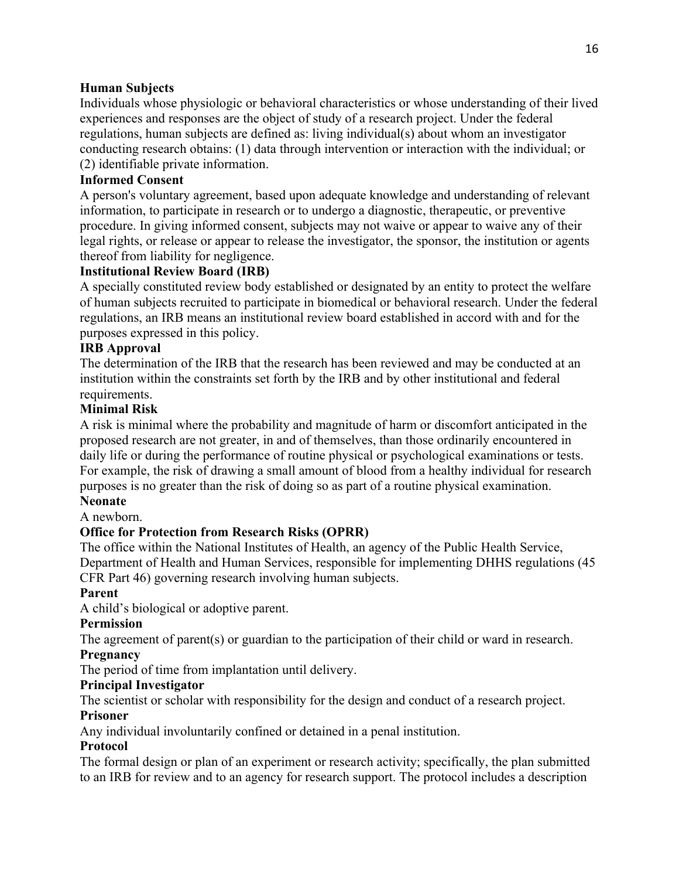**Human Subjects**

Individuals whose physiologic or behavioral characteristics or whose understanding of their lived experiences and responses are the object of study of a research project. Under the federal regulations, human subjects are defined as: living individual(s) about whom an investigator conducting research obtains: (1) data through intervention or interaction with the individual; or (2) identifiable private information.

**Informed Consent**

A person's voluntary agreement, based upon adequate knowledge and understanding of relevant information, to participate in research or to undergo a diagnostic, therapeutic, or preventive procedure. In giving informed consent, subjects may not waive or appear to waive any of their legal rights, or release or appear to release the investigator, the sponsor, the institution or agents thereof from liability for negligence.

**Institutional Review Board (IRB)**

A specially constituted review body established or designated by an entity to protect the welfare of human subjects recruited to participate in biomedical or behavioral research. Under the federal regulations, an IRB means an institutional review board established in accord with and for the purposes expressed in this policy.

**IRB Approval**

The determination of the IRB that the research has been reviewed and may be conducted at an institution within the constraints set forth by the IRB and by other institutional and federal requirements.

**Minimal Risk**

A risk is minimal where the probability and magnitude of harm or discomfort anticipated in the proposed research are not greater, in and of themselves, than those ordinarily encountered in daily life or during the performance of routine physical or psychological examinations or tests. For example, the risk of drawing a small amount of blood from a healthy individual for research purposes is no greater than the risk of doing so as part of a routine physical examination.

**Neonate**

A newborn.

**Office for Protection from Research Risks (OPRR)**

The office within the National Institutes of Health, an agency of the Public Health Service, Department of Health and Human Services, responsible for implementing DHHS regulations (45 CFR Part 46) governing research involving human subjects.

**Parent**

A child's biological or adoptive parent.

**Permission**

The agreement of parent(s) or guardian to the participation of their child or ward in research.

**Pregnancy**

The period of time from implantation until delivery.

**Principal Investigator**

The scientist or scholar with responsibility for the design and conduct of a research project.

**Prisoner**

Any individual involuntarily confined or detained in a penal institution.

**Protocol**

The formal design or plan of an experiment or research activity; specifically, the plan submitted to an IRB for review and to an agency for research support. The protocol includes a description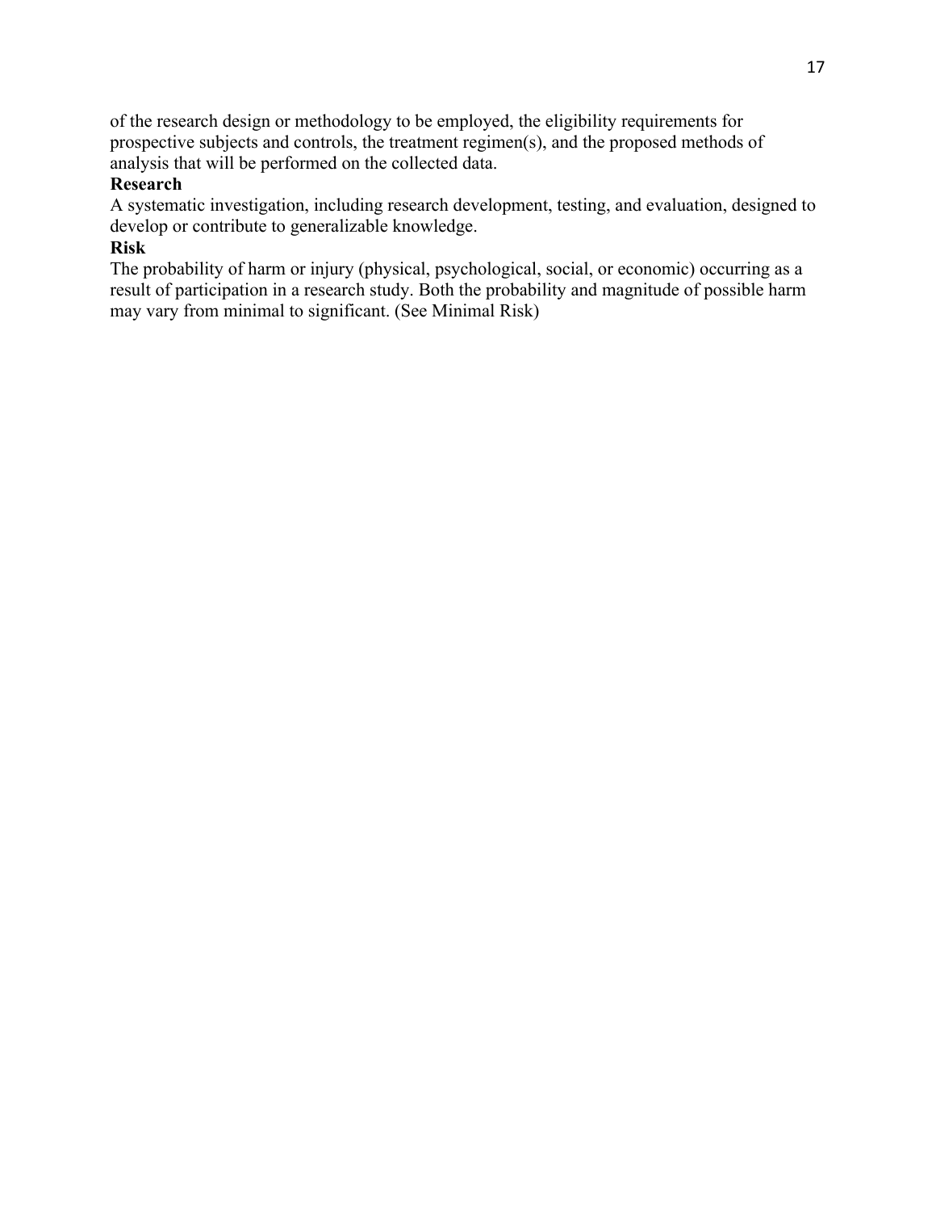of the research design or methodology to be employed, the eligibility requirements for prospective subjects and controls, the treatment regimen(s), and the proposed methods of analysis that will be performed on the collected data.

**Research**

A systematic investigation, including research development, testing, and evaluation, designed to develop or contribute to generalizable knowledge.

**Risk**

The probability of harm or injury (physical, psychological, social, or economic) occurring as a result of participation in a research study. Both the probability and magnitude of possible harm may vary from minimal to significant. (See Minimal Risk)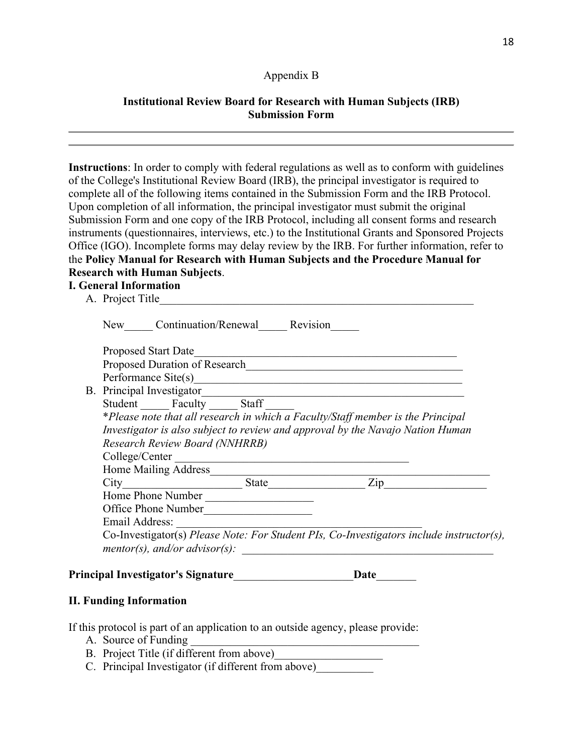Appendix B

**Institutional Review Board for Research with Human Subjects (IRB) Submission Form**

---

**Instructions**: In order to comply with federal regulations as well as to conform with guidelines of the College's Institutional Review Board (IRB), the principal investigator is required to complete all of the following items contained in the Submission Form and the IRB Protocol. Upon completion of all information, the principal investigator must submit the original Submission Form and one copy of the IRB Protocol, including all consent forms and research instruments (questionnaires, interviews, etc.) to the Institutional Grants and Sponsored Projects Office (IGO). Incomplete forms may delay review by the IRB. For further information, refer to the **Policy Manual for Research with Human Subjects and the Procedure Manual for Research with Human Subjects**.

**I. General Information**

A. Project Title___________________________________________________________

New_____ Continuation/Renewal_____ Revision_____

Proposed Start Date______________________________________________

Proposed Duration of Research_______________________________________

Performance Site(s)_______________________________________________

B. Principal Investigator_______________________________________________

Student _____ Faculty _____ Staff _____

*\*Please note that all research in which a Faculty/Staff member is the Principal Investigator is also subject to review and approval by the Navajo Nation Human Research Review Board (NNHRRB)*

College/Center __________________________________________

Home Mailing Address___________________________________________________

City____________________ State________________ Zip_________________

Home Phone Number ___________________

Office Phone Number___________________

Email Address: ____________________________________________

Co-Investigator(s) *Please Note: For Student PIs, Co-Investigators include instructor(s), mentor(s), and/or advisor(s):* ____________________________________________

**Principal Investigator's Signature**_____________________**Date**_______

**II. Funding Information**

If this protocol is part of an application to an outside agency, please provide:

A. Source of Funding ________________________________________

B. Project Title (if different from above)__________________

C. Principal Investigator (if different from above)__________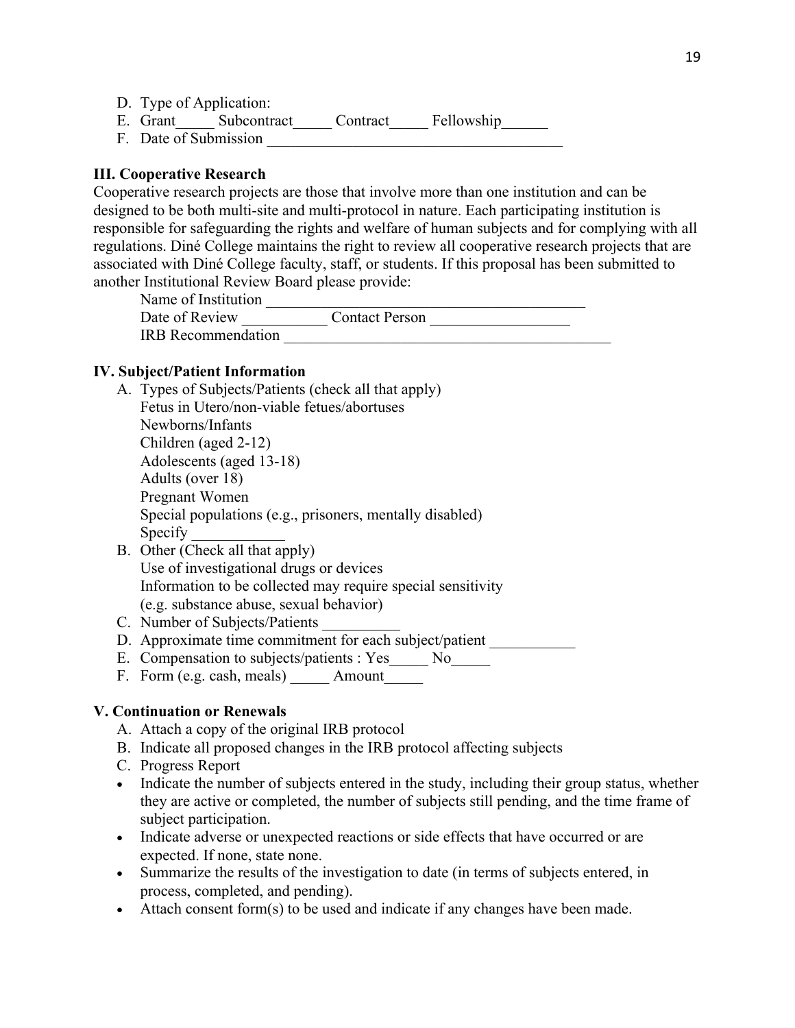D. Type of Application:

E. Grant_____ Subcontract_____ Contract_____ Fellowship______

F. Date of Submission ______________________________________

### III. Cooperative Research

Cooperative research projects are those that involve more than one institution and can be designed to be both multi-site and multi-protocol in nature. Each participating institution is responsible for safeguarding the rights and welfare of human subjects and for complying with all regulations. Diné College maintains the right to review all cooperative research projects that are associated with Diné College faculty, staff, or students. If this proposal has been submitted to another Institutional Review Board please provide:

Name of Institution ________________________________________

Date of Review __________ Contact Person _________________

IRB Recommendation ________________________________________

### IV. Subject/Patient Information

A. Types of Subjects/Patients (check all that apply)
   Fetus in Utero/non-viable fetues/abortuses
   Newborns/Infants
   Children (aged 2-12)
   Adolescents (aged 13-18)
   Adults (over 18)
   Pregnant Women
   Special populations (e.g., prisoners, mentally disabled)
   Specify ___________

B. Other (Check all that apply)
   Use of investigational drugs or devices
   Information to be collected may require special sensitivity
   (e.g. substance abuse, sexual behavior)

C. Number of Subjects/Patients _________

D. Approximate time commitment for each subject/patient __________

E. Compensation to subjects/patients : Yes_____ No_____

F. Form (e.g. cash, meals) _____ Amount_____

### V. Continuation or Renewals

A. Attach a copy of the original IRB protocol

B. Indicate all proposed changes in the IRB protocol affecting subjects

C. Progress Report

- Indicate the number of subjects entered in the study, including their group status, whether they are active or completed, the number of subjects still pending, and the time frame of subject participation.
- Indicate adverse or unexpected reactions or side effects that have occurred or are expected. If none, state none.
- Summarize the results of the investigation to date (in terms of subjects entered, in process, completed, and pending).
- Attach consent form(s) to be used and indicate if any changes have been made.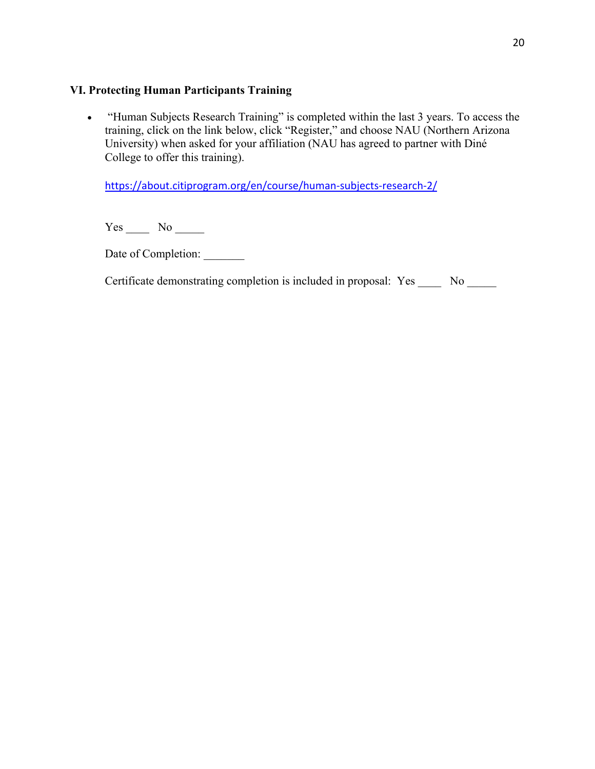### VI. Protecting Human Participants Training

- "Human Subjects Research Training" is completed within the last 3 years. To access the training, click on the link below, click "Register," and choose NAU (Northern Arizona University) when asked for your affiliation (NAU has agreed to partner with Diné College to offer this training).

  https://about.citiprogram.org/en/course/human-subjects-research-2/

  Yes ____ No _____

  Date of Completion: _______

  Certificate demonstrating completion is included in proposal: Yes ____ No _____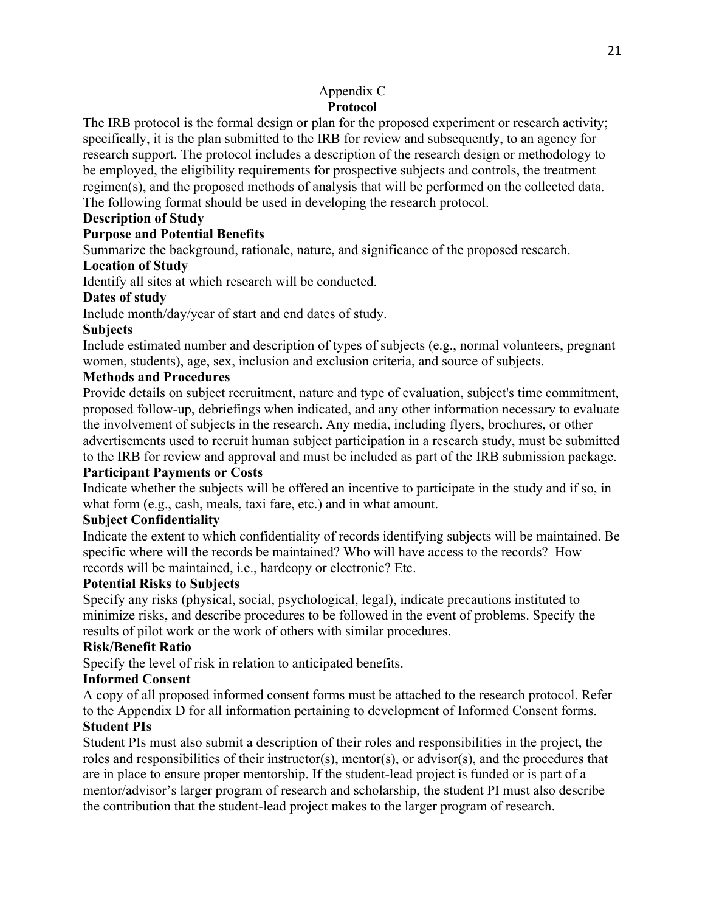# Appendix C
## Protocol

The IRB protocol is the formal design or plan for the proposed experiment or research activity; specifically, it is the plan submitted to the IRB for review and subsequently, to an agency for research support. The protocol includes a description of the research design or methodology to be employed, the eligibility requirements for prospective subjects and controls, the treatment regimen(s), and the proposed methods of analysis that will be performed on the collected data. The following format should be used in developing the research protocol.

**Description of Study**

**Purpose and Potential Benefits**

Summarize the background, rationale, nature, and significance of the proposed research.

**Location of Study**

Identify all sites at which research will be conducted.

**Dates of study**

Include month/day/year of start and end dates of study.

**Subjects**

Include estimated number and description of types of subjects (e.g., normal volunteers, pregnant women, students), age, sex, inclusion and exclusion criteria, and source of subjects.

**Methods and Procedures**

Provide details on subject recruitment, nature and type of evaluation, subject's time commitment, proposed follow-up, debriefings when indicated, and any other information necessary to evaluate the involvement of subjects in the research. Any media, including flyers, brochures, or other advertisements used to recruit human subject participation in a research study, must be submitted to the IRB for review and approval and must be included as part of the IRB submission package.

**Participant Payments or Costs**

Indicate whether the subjects will be offered an incentive to participate in the study and if so, in what form (e.g., cash, meals, taxi fare, etc.) and in what amount.

**Subject Confidentiality**

Indicate the extent to which confidentiality of records identifying subjects will be maintained. Be specific where will the records be maintained? Who will have access to the records? How records will be maintained, i.e., hardcopy or electronic? Etc.

**Potential Risks to Subjects**

Specify any risks (physical, social, psychological, legal), indicate precautions instituted to minimize risks, and describe procedures to be followed in the event of problems. Specify the results of pilot work or the work of others with similar procedures.

**Risk/Benefit Ratio**

Specify the level of risk in relation to anticipated benefits.

**Informed Consent**

A copy of all proposed informed consent forms must be attached to the research protocol. Refer to the Appendix D for all information pertaining to development of Informed Consent forms.

**Student PIs**

Student PIs must also submit a description of their roles and responsibilities in the project, the roles and responsibilities of their instructor(s), mentor(s), or advisor(s), and the procedures that are in place to ensure proper mentorship. If the student-lead project is funded or is part of a mentor/advisor's larger program of research and scholarship, the student PI must also describe the contribution that the student-lead project makes to the larger program of research.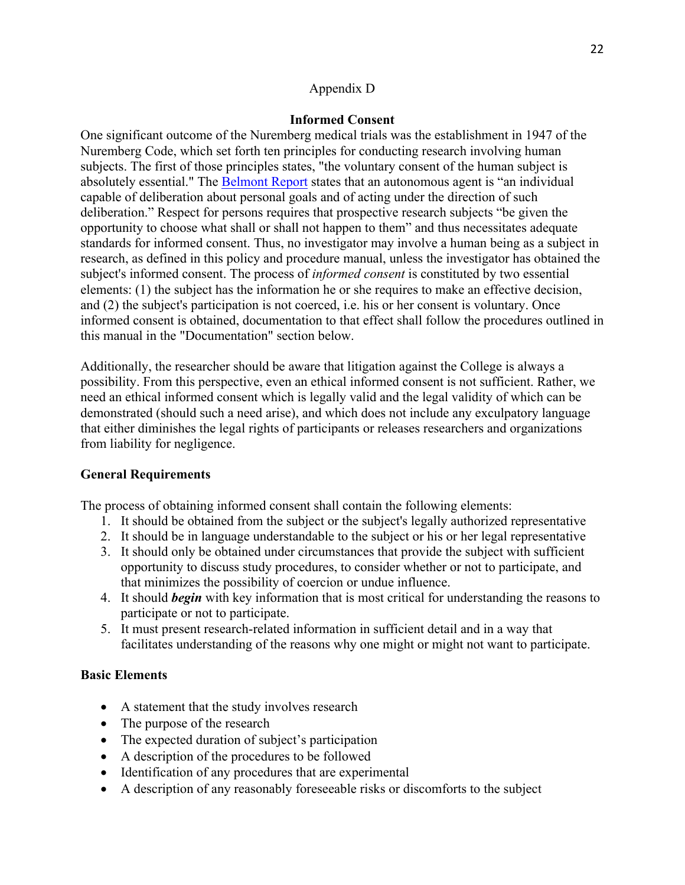## Appendix D

### Informed Consent

One significant outcome of the Nuremberg medical trials was the establishment in 1947 of the Nuremberg Code, which set forth ten principles for conducting research involving human subjects. The first of those principles states, "the voluntary consent of the human subject is absolutely essential." The [Belmont Report] states that an autonomous agent is "an individual capable of deliberation about personal goals and of acting under the direction of such deliberation." Respect for persons requires that prospective research subjects "be given the opportunity to choose what shall or shall not happen to them" and thus necessitates adequate standards for informed consent. Thus, no investigator may involve a human being as a subject in research, as defined in this policy and procedure manual, unless the investigator has obtained the subject's informed consent. The process of *informed consent* is constituted by two essential elements: (1) the subject has the information he or she requires to make an effective decision, and (2) the subject's participation is not coerced, i.e. his or her consent is voluntary. Once informed consent is obtained, documentation to that effect shall follow the procedures outlined in this manual in the "Documentation" section below.

Additionally, the researcher should be aware that litigation against the College is always a possibility. From this perspective, even an ethical informed consent is not sufficient. Rather, we need an ethical informed consent which is legally valid and the legal validity of which can be demonstrated (should such a need arise), and which does not include any exculpatory language that either diminishes the legal rights of participants or releases researchers and organizations from liability for negligence.

**General Requirements**

The process of obtaining informed consent shall contain the following elements:

1. It should be obtained from the subject or the subject's legally authorized representative
2. It should be in language understandable to the subject or his or her legal representative
3. It should only be obtained under circumstances that provide the subject with sufficient opportunity to discuss study procedures, to consider whether or not to participate, and that minimizes the possibility of coercion or undue influence.
4. It should ***begin*** with key information that is most critical for understanding the reasons to participate or not to participate.
5. It must present research-related information in sufficient detail and in a way that facilitates understanding of the reasons why one might or might not want to participate.

**Basic Elements**

- A statement that the study involves research
- The purpose of the research
- The expected duration of subject's participation
- A description of the procedures to be followed
- Identification of any procedures that are experimental
- A description of any reasonably foreseeable risks or discomforts to the subject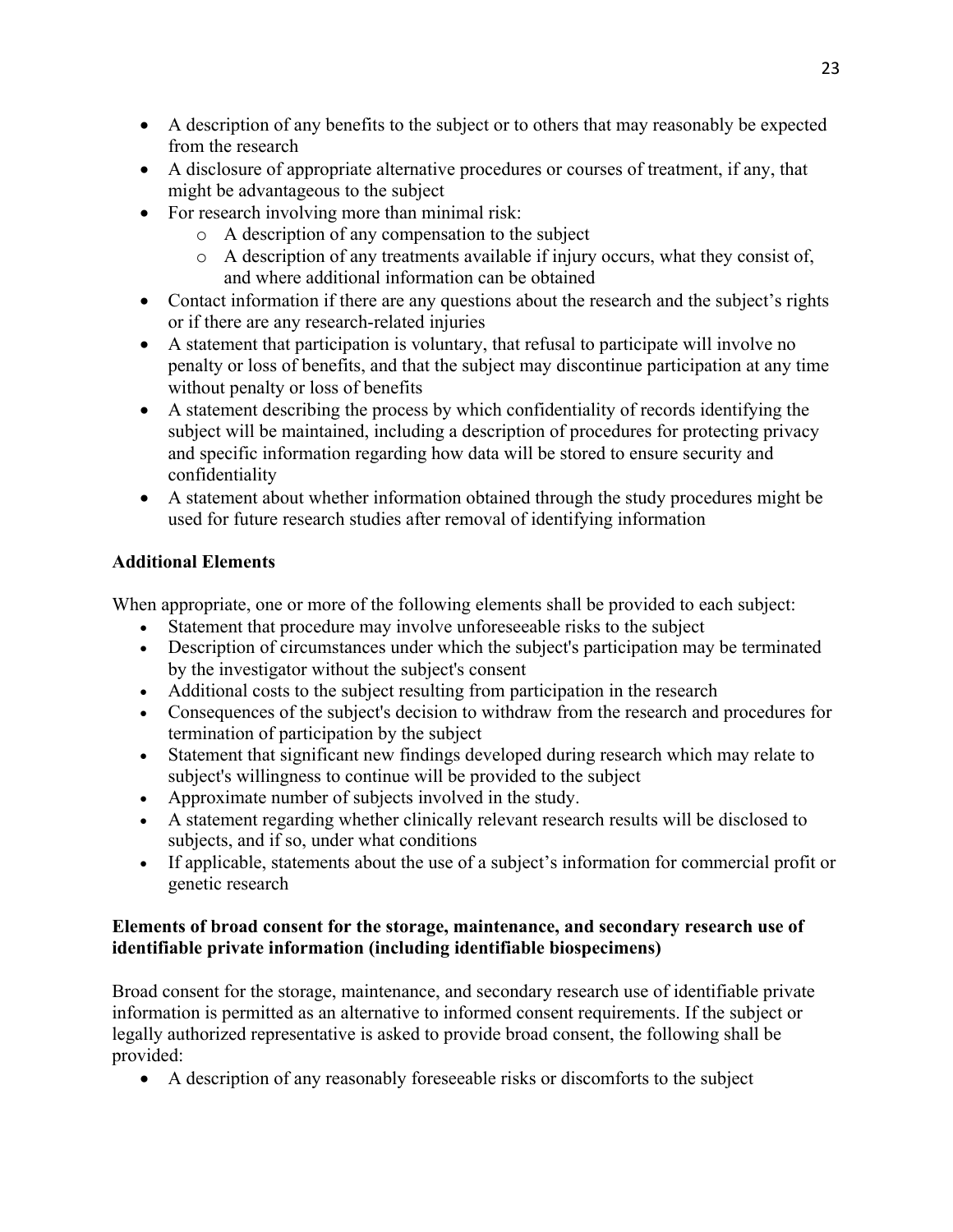- A description of any benefits to the subject or to others that may reasonably be expected from the research
- A disclosure of appropriate alternative procedures or courses of treatment, if any, that might be advantageous to the subject
- For research involving more than minimal risk:
    - A description of any compensation to the subject
    - A description of any treatments available if injury occurs, what they consist of, and where additional information can be obtained
- Contact information if there are any questions about the research and the subject's rights or if there are any research-related injuries
- A statement that participation is voluntary, that refusal to participate will involve no penalty or loss of benefits, and that the subject may discontinue participation at any time without penalty or loss of benefits
- A statement describing the process by which confidentiality of records identifying the subject will be maintained, including a description of procedures for protecting privacy and specific information regarding how data will be stored to ensure security and confidentiality
- A statement about whether information obtained through the study procedures might be used for future research studies after removal of identifying information

**Additional Elements**

When appropriate, one or more of the following elements shall be provided to each subject:

- Statement that procedure may involve unforeseeable risks to the subject
- Description of circumstances under which the subject's participation may be terminated by the investigator without the subject's consent
- Additional costs to the subject resulting from participation in the research
- Consequences of the subject's decision to withdraw from the research and procedures for termination of participation by the subject
- Statement that significant new findings developed during research which may relate to subject's willingness to continue will be provided to the subject
- Approximate number of subjects involved in the study.
- A statement regarding whether clinically relevant research results will be disclosed to subjects, and if so, under what conditions
- If applicable, statements about the use of a subject's information for commercial profit or genetic research

**Elements of broad consent for the storage, maintenance, and secondary research use of identifiable private information (including identifiable biospecimens)**

Broad consent for the storage, maintenance, and secondary research use of identifiable private information is permitted as an alternative to informed consent requirements. If the subject or legally authorized representative is asked to provide broad consent, the following shall be provided:

- A description of any reasonably foreseeable risks or discomforts to the subject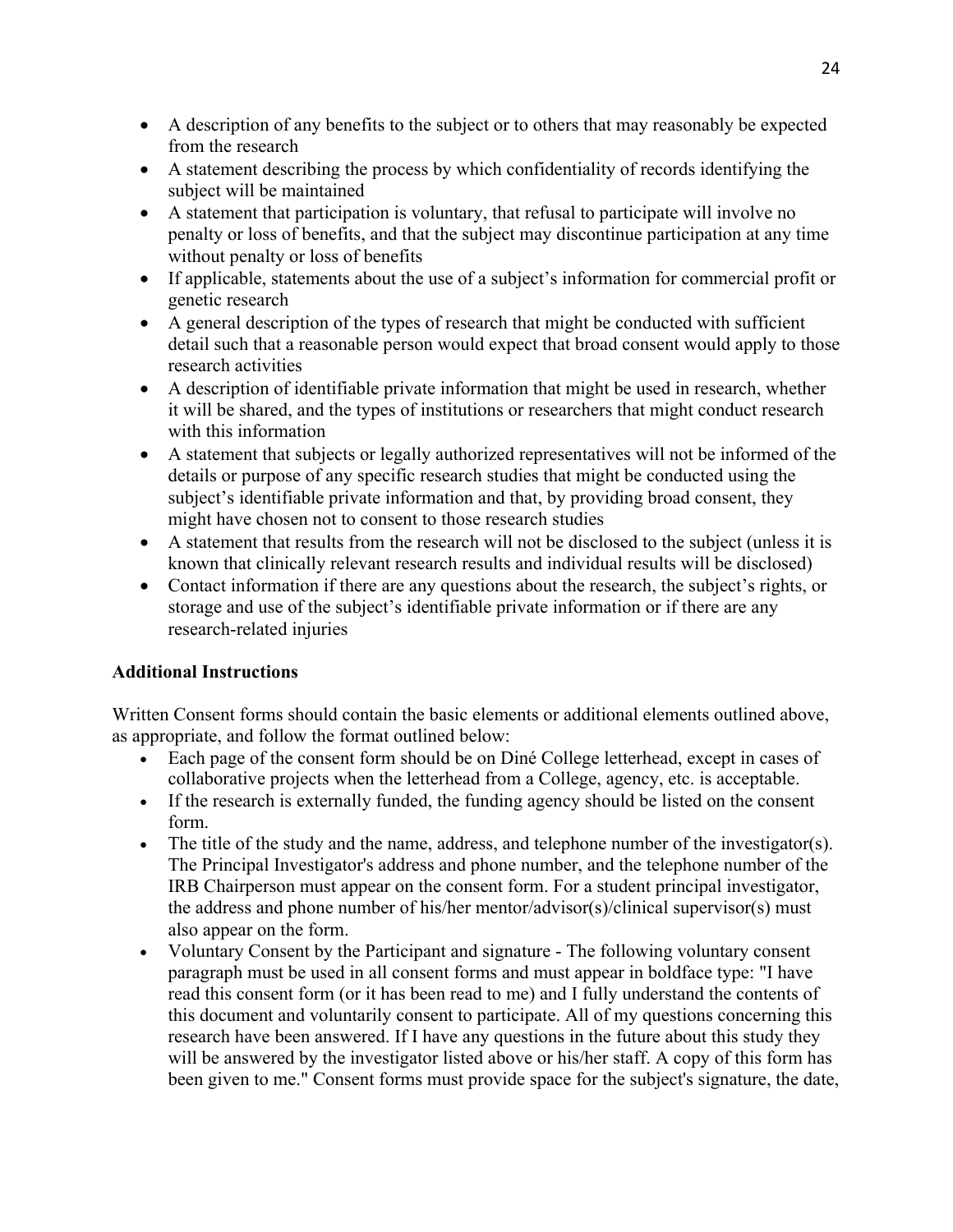- A description of any benefits to the subject or to others that may reasonably be expected from the research
- A statement describing the process by which confidentiality of records identifying the subject will be maintained
- A statement that participation is voluntary, that refusal to participate will involve no penalty or loss of benefits, and that the subject may discontinue participation at any time without penalty or loss of benefits
- If applicable, statements about the use of a subject's information for commercial profit or genetic research
- A general description of the types of research that might be conducted with sufficient detail such that a reasonable person would expect that broad consent would apply to those research activities
- A description of identifiable private information that might be used in research, whether it will be shared, and the types of institutions or researchers that might conduct research with this information
- A statement that subjects or legally authorized representatives will not be informed of the details or purpose of any specific research studies that might be conducted using the subject's identifiable private information and that, by providing broad consent, they might have chosen not to consent to those research studies
- A statement that results from the research will not be disclosed to the subject (unless it is known that clinically relevant research results and individual results will be disclosed)
- Contact information if there are any questions about the research, the subject's rights, or storage and use of the subject's identifiable private information or if there are any research-related injuries

**Additional Instructions**

Written Consent forms should contain the basic elements or additional elements outlined above, as appropriate, and follow the format outlined below:

- Each page of the consent form should be on Diné College letterhead, except in cases of collaborative projects when the letterhead from a College, agency, etc. is acceptable.
- If the research is externally funded, the funding agency should be listed on the consent form.
- The title of the study and the name, address, and telephone number of the investigator(s). The Principal Investigator's address and phone number, and the telephone number of the IRB Chairperson must appear on the consent form. For a student principal investigator, the address and phone number of his/her mentor/advisor(s)/clinical supervisor(s) must also appear on the form.
- Voluntary Consent by the Participant and signature - The following voluntary consent paragraph must be used in all consent forms and must appear in boldface type: "I have read this consent form (or it has been read to me) and I fully understand the contents of this document and voluntarily consent to participate. All of my questions concerning this research have been answered. If I have any questions in the future about this study they will be answered by the investigator listed above or his/her staff. A copy of this form has been given to me." Consent forms must provide space for the subject's signature, the date,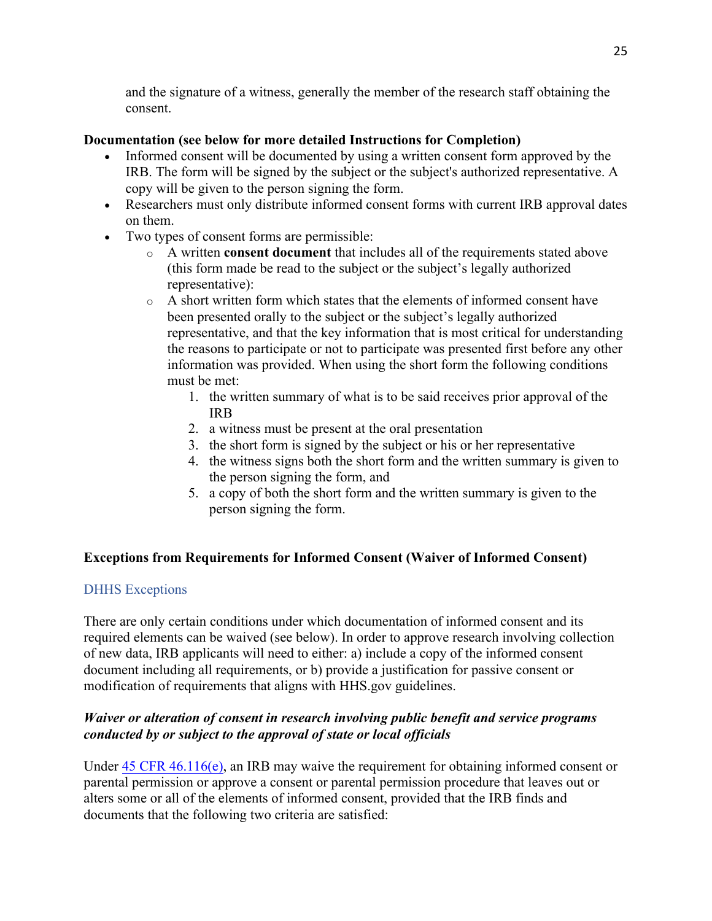and the signature of a witness, generally the member of the research staff obtaining the consent.

**Documentation (see below for more detailed Instructions for Completion)**

- Informed consent will be documented by using a written consent form approved by the IRB. The form will be signed by the subject or the subject's authorized representative. A copy will be given to the person signing the form.
- Researchers must only distribute informed consent forms with current IRB approval dates on them.
- Two types of consent forms are permissible:
  - A written **consent document** that includes all of the requirements stated above (this form made be read to the subject or the subject's legally authorized representative):
  - A short written form which states that the elements of informed consent have been presented orally to the subject or the subject's legally authorized representative, and that the key information that is most critical for understanding the reasons to participate or not to participate was presented first before any other information was provided. When using the short form the following conditions must be met:
    1. the written summary of what is to be said receives prior approval of the IRB
    2. a witness must be present at the oral presentation
    3. the short form is signed by the subject or his or her representative
    4. the witness signs both the short form and the written summary is given to the person signing the form, and
    5. a copy of both the short form and the written summary is given to the person signing the form.

**Exceptions from Requirements for Informed Consent (Waiver of Informed Consent)**

### DHHS Exceptions

There are only certain conditions under which documentation of informed consent and its required elements can be waived (see below). In order to approve research involving collection of new data, IRB applicants will need to either: a) include a copy of the informed consent document including all requirements, or b) provide a justification for passive consent or modification of requirements that aligns with HHS.gov guidelines.

***Waiver or alteration of consent in research involving public benefit and service programs conducted by or subject to the approval of state or local officials***

Under 45 CFR 46.116(e), an IRB may waive the requirement for obtaining informed consent or parental permission or approve a consent or parental permission procedure that leaves out or alters some or all of the elements of informed consent, provided that the IRB finds and documents that the following two criteria are satisfied: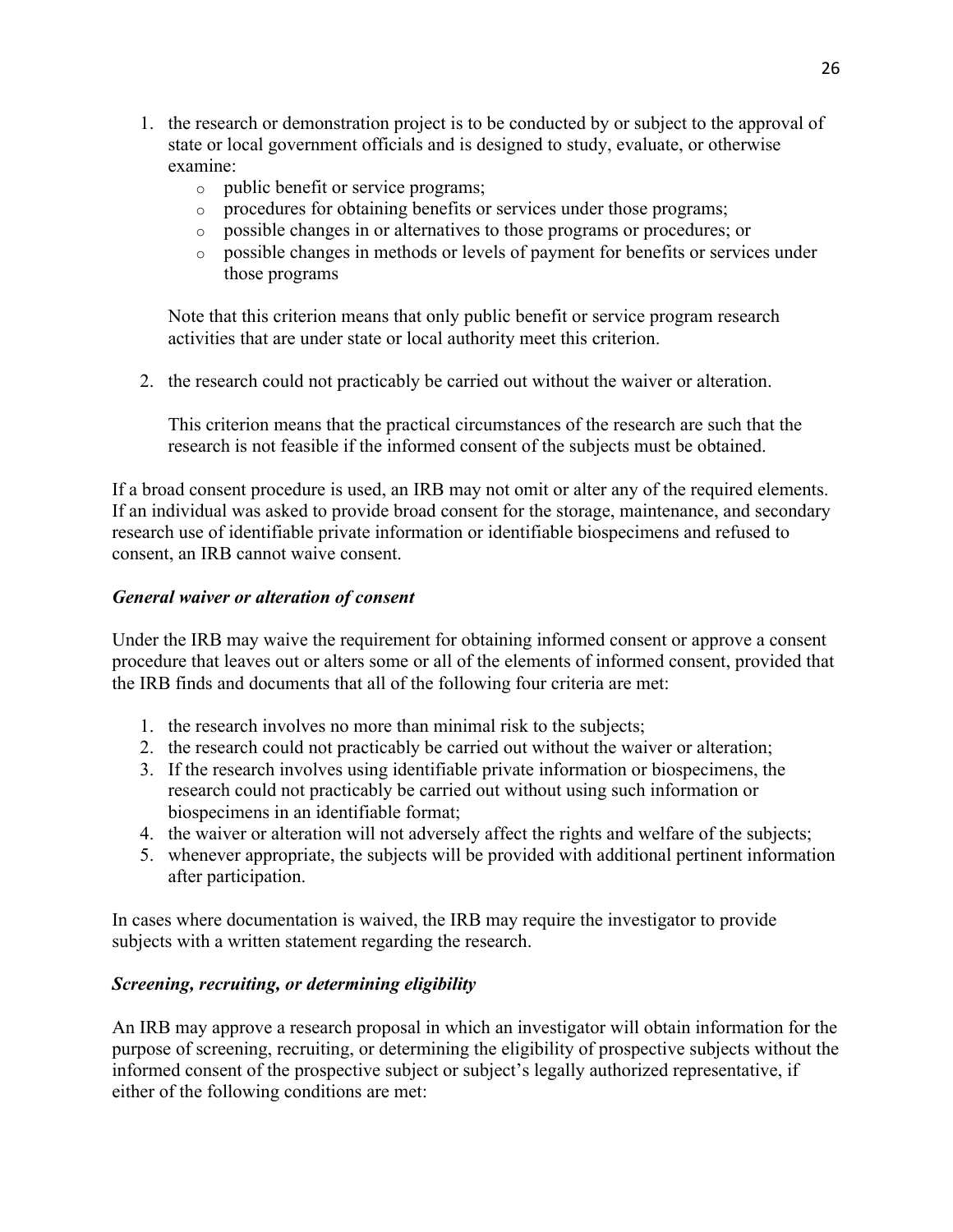1. the research or demonstration project is to be conducted by or subject to the approval of state or local government officials and is designed to study, evaluate, or otherwise examine:
   - public benefit or service programs;
   - procedures for obtaining benefits or services under those programs;
   - possible changes in or alternatives to those programs or procedures; or
   - possible changes in methods or levels of payment for benefits or services under those programs

   Note that this criterion means that only public benefit or service program research activities that are under state or local authority meet this criterion.

2. the research could not practicably be carried out without the waiver or alteration.

   This criterion means that the practical circumstances of the research are such that the research is not feasible if the informed consent of the subjects must be obtained.

If a broad consent procedure is used, an IRB may not omit or alter any of the required elements. If an individual was asked to provide broad consent for the storage, maintenance, and secondary research use of identifiable private information or identifiable biospecimens and refused to consent, an IRB cannot waive consent.

***General waiver or alteration of consent***

Under the IRB may waive the requirement for obtaining informed consent or approve a consent procedure that leaves out or alters some or all of the elements of informed consent, provided that the IRB finds and documents that all of the following four criteria are met:

1. the research involves no more than minimal risk to the subjects;
2. the research could not practicably be carried out without the waiver or alteration;
3. If the research involves using identifiable private information or biospecimens, the research could not practicably be carried out without using such information or biospecimens in an identifiable format;
4. the waiver or alteration will not adversely affect the rights and welfare of the subjects;
5. whenever appropriate, the subjects will be provided with additional pertinent information after participation.

In cases where documentation is waived, the IRB may require the investigator to provide subjects with a written statement regarding the research.

***Screening, recruiting, or determining eligibility***

An IRB may approve a research proposal in which an investigator will obtain information for the purpose of screening, recruiting, or determining the eligibility of prospective subjects without the informed consent of the prospective subject or subject's legally authorized representative, if either of the following conditions are met: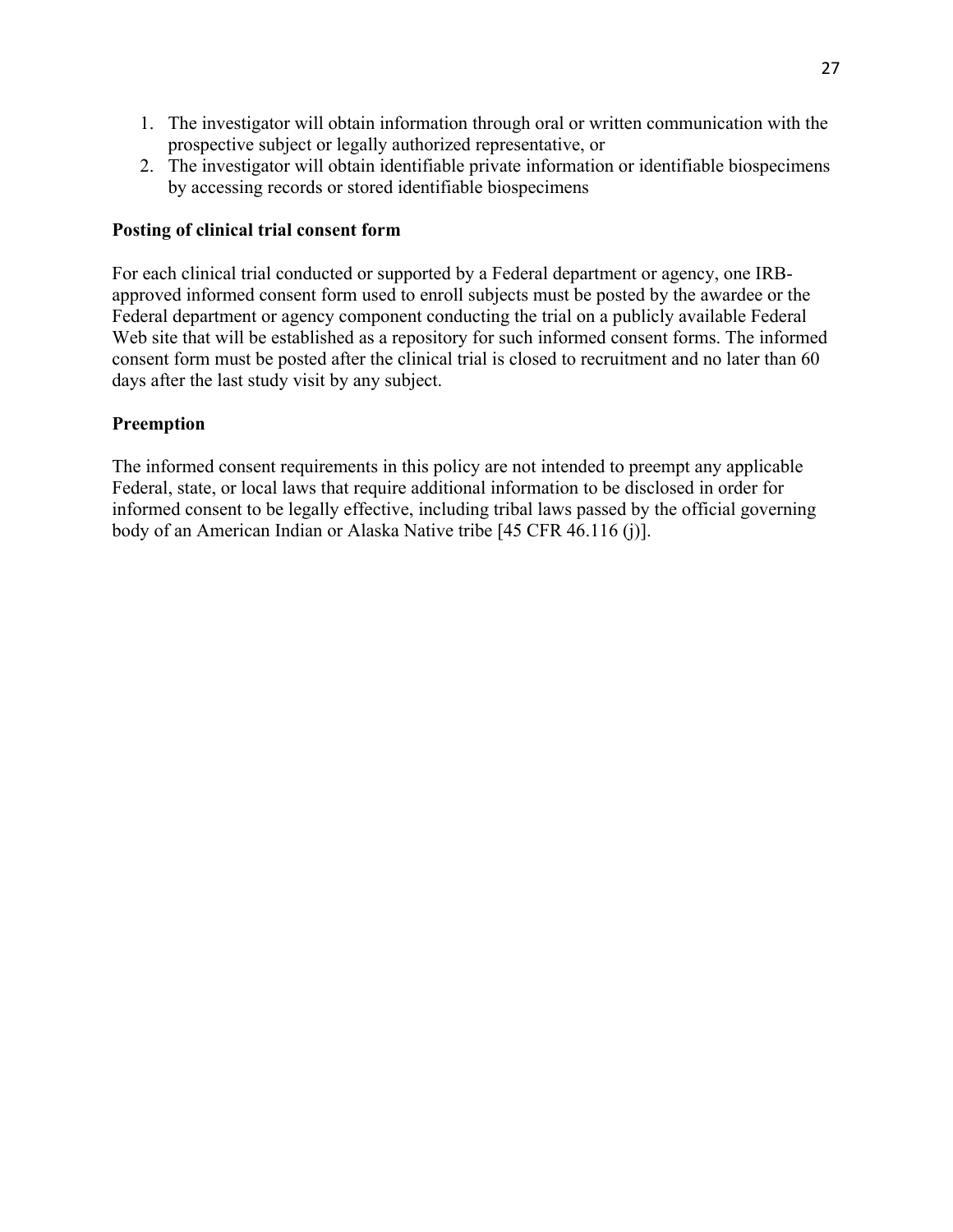1. The investigator will obtain information through oral or written communication with the prospective subject or legally authorized representative, or
2. The investigator will obtain identifiable private information or identifiable biospecimens by accessing records or stored identifiable biospecimens

**Posting of clinical trial consent form**

For each clinical trial conducted or supported by a Federal department or agency, one IRB-approved informed consent form used to enroll subjects must be posted by the awardee or the Federal department or agency component conducting the trial on a publicly available Federal Web site that will be established as a repository for such informed consent forms. The informed consent form must be posted after the clinical trial is closed to recruitment and no later than 60 days after the last study visit by any subject.

**Preemption**

The informed consent requirements in this policy are not intended to preempt any applicable Federal, state, or local laws that require additional information to be disclosed in order for informed consent to be legally effective, including tribal laws passed by the official governing body of an American Indian or Alaska Native tribe [45 CFR 46.116 (j)].